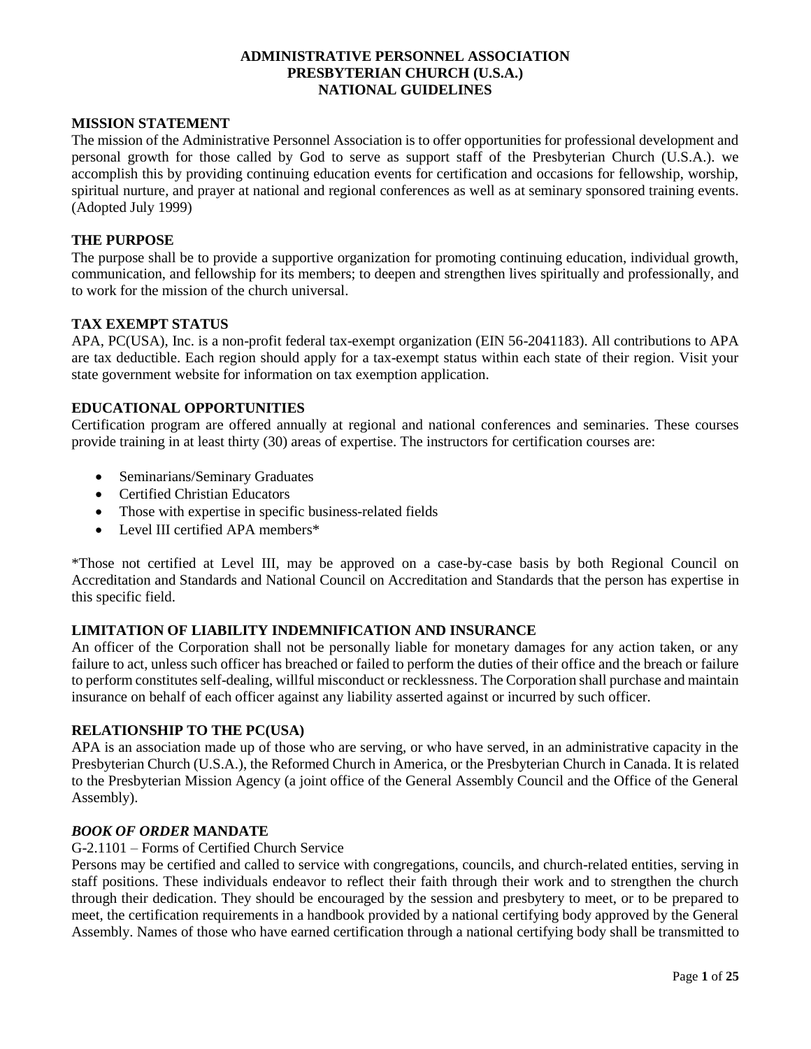# ADMINISTRATIVE PERSONNEL ASSOCIATION
# PRESBYTERIAN CHURCH (U.S.A.)
# NATIONAL GUIDELINES

## MISSION STATEMENT

The mission of the Administrative Personnel Association is to offer opportunities for professional development and personal growth for those called by God to serve as support staff of the Presbyterian Church (U.S.A.). we accomplish this by providing continuing education events for certification and occasions for fellowship, worship, spiritual nurture, and prayer at national and regional conferences as well as at seminary sponsored training events. (Adopted July 1999)

## THE PURPOSE

The purpose shall be to provide a supportive organization for promoting continuing education, individual growth, communication, and fellowship for its members; to deepen and strengthen lives spiritually and professionally, and to work for the mission of the church universal.

## TAX EXEMPT STATUS

APA, PC(USA), Inc. is a non-profit federal tax-exempt organization (EIN 56-2041183). All contributions to APA are tax deductible. Each region should apply for a tax-exempt status within each state of their region. Visit your state government website for information on tax exemption application.

## EDUCATIONAL OPPORTUNITIES

Certification program are offered annually at regional and national conferences and seminaries. These courses provide training in at least thirty (30) areas of expertise. The instructors for certification courses are:

- Seminarians/Seminary Graduates
- Certified Christian Educators
- Those with expertise in specific business-related fields
- Level III certified APA members*

*Those not certified at Level III, may be approved on a case-by-case basis by both Regional Council on Accreditation and Standards and National Council on Accreditation and Standards that the person has expertise in this specific field.

## LIMITATION OF LIABILITY INDEMNIFICATION AND INSURANCE

An officer of the Corporation shall not be personally liable for monetary damages for any action taken, or any failure to act, unless such officer has breached or failed to perform the duties of their office and the breach or failure to perform constitutes self-dealing, willful misconduct or recklessness. The Corporation shall purchase and maintain insurance on behalf of each officer against any liability asserted against or incurred by such officer.

## RELATIONSHIP TO THE PC(USA)

APA is an association made up of those who are serving, or who have served, in an administrative capacity in the Presbyterian Church (U.S.A.), the Reformed Church in America, or the Presbyterian Church in Canada. It is related to the Presbyterian Mission Agency (a joint office of the General Assembly Council and the Office of the General Assembly).

## *BOOK OF ORDER* MANDATE

G-2.1101 – Forms of Certified Church Service

Persons may be certified and called to service with congregations, councils, and church-related entities, serving in staff positions. These individuals endeavor to reflect their faith through their work and to strengthen the church through their dedication. They should be encouraged by the session and presbytery to meet, or to be prepared to meet, the certification requirements in a handbook provided by a national certifying body approved by the General Assembly. Names of those who have earned certification through a national certifying body shall be transmitted to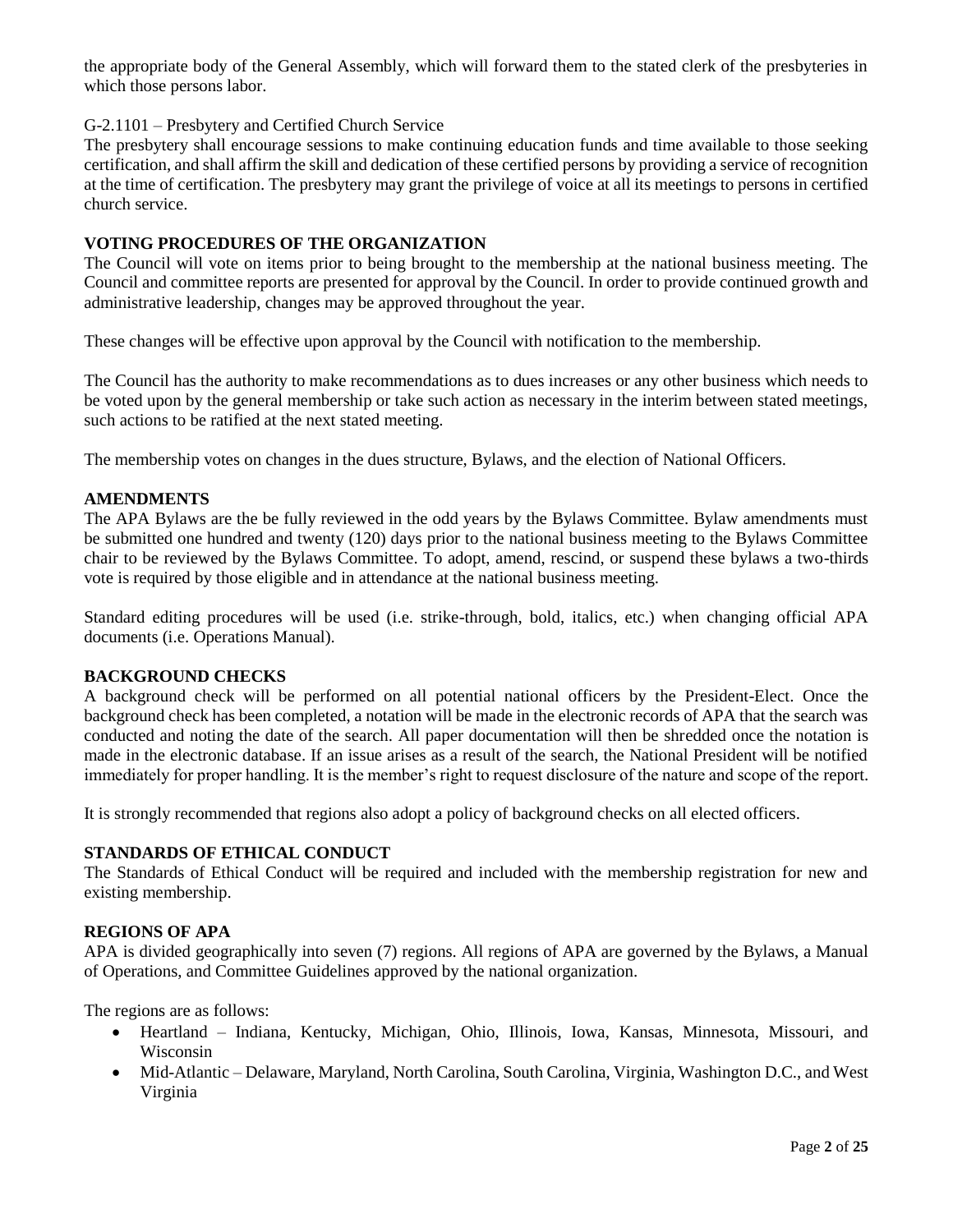the appropriate body of the General Assembly, which will forward them to the stated clerk of the presbyteries in which those persons labor.

G-2.1101 – Presbytery and Certified Church Service

The presbytery shall encourage sessions to make continuing education funds and time available to those seeking certification, and shall affirm the skill and dedication of these certified persons by providing a service of recognition at the time of certification. The presbytery may grant the privilege of voice at all its meetings to persons in certified church service.

## VOTING PROCEDURES OF THE ORGANIZATION

The Council will vote on items prior to being brought to the membership at the national business meeting. The Council and committee reports are presented for approval by the Council. In order to provide continued growth and administrative leadership, changes may be approved throughout the year.

These changes will be effective upon approval by the Council with notification to the membership.

The Council has the authority to make recommendations as to dues increases or any other business which needs to be voted upon by the general membership or take such action as necessary in the interim between stated meetings, such actions to be ratified at the next stated meeting.

The membership votes on changes in the dues structure, Bylaws, and the election of National Officers.

## AMENDMENTS

The APA Bylaws are the be fully reviewed in the odd years by the Bylaws Committee. Bylaw amendments must be submitted one hundred and twenty (120) days prior to the national business meeting to the Bylaws Committee chair to be reviewed by the Bylaws Committee. To adopt, amend, rescind, or suspend these bylaws a two-thirds vote is required by those eligible and in attendance at the national business meeting.

Standard editing procedures will be used (i.e. strike-through, bold, italics, etc.) when changing official APA documents (i.e. Operations Manual).

## BACKGROUND CHECKS

A background check will be performed on all potential national officers by the President-Elect. Once the background check has been completed, a notation will be made in the electronic records of APA that the search was conducted and noting the date of the search. All paper documentation will then be shredded once the notation is made in the electronic database. If an issue arises as a result of the search, the National President will be notified immediately for proper handling. It is the member's right to request disclosure of the nature and scope of the report.

It is strongly recommended that regions also adopt a policy of background checks on all elected officers.

## STANDARDS OF ETHICAL CONDUCT

The Standards of Ethical Conduct will be required and included with the membership registration for new and existing membership.

## REGIONS OF APA

APA is divided geographically into seven (7) regions. All regions of APA are governed by the Bylaws, a Manual of Operations, and Committee Guidelines approved by the national organization.

The regions are as follows:

- Heartland – Indiana, Kentucky, Michigan, Ohio, Illinois, Iowa, Kansas, Minnesota, Missouri, and Wisconsin
- Mid-Atlantic – Delaware, Maryland, North Carolina, South Carolina, Virginia, Washington D.C., and West Virginia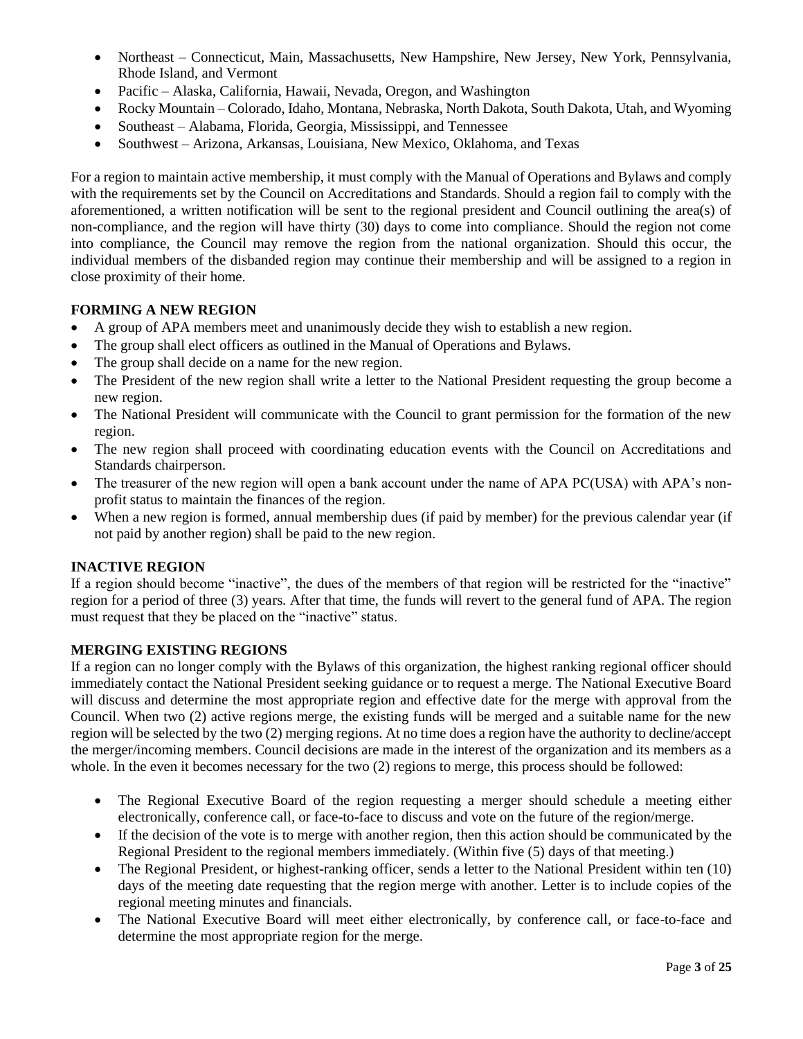- Northeast – Connecticut, Main, Massachusetts, New Hampshire, New Jersey, New York, Pennsylvania, Rhode Island, and Vermont
- Pacific – Alaska, California, Hawaii, Nevada, Oregon, and Washington
- Rocky Mountain – Colorado, Idaho, Montana, Nebraska, North Dakota, South Dakota, Utah, and Wyoming
- Southeast – Alabama, Florida, Georgia, Mississippi, and Tennessee
- Southwest – Arizona, Arkansas, Louisiana, New Mexico, Oklahoma, and Texas

For a region to maintain active membership, it must comply with the Manual of Operations and Bylaws and comply with the requirements set by the Council on Accreditations and Standards. Should a region fail to comply with the aforementioned, a written notification will be sent to the regional president and Council outlining the area(s) of non-compliance, and the region will have thirty (30) days to come into compliance. Should the region not come into compliance, the Council may remove the region from the national organization. Should this occur, the individual members of the disbanded region may continue their membership and will be assigned to a region in close proximity of their home.

**FORMING A NEW REGION**

- A group of APA members meet and unanimously decide they wish to establish a new region.
- The group shall elect officers as outlined in the Manual of Operations and Bylaws.
- The group shall decide on a name for the new region.
- The President of the new region shall write a letter to the National President requesting the group become a new region.
- The National President will communicate with the Council to grant permission for the formation of the new region.
- The new region shall proceed with coordinating education events with the Council on Accreditations and Standards chairperson.
- The treasurer of the new region will open a bank account under the name of APA PC(USA) with APA's non-profit status to maintain the finances of the region.
- When a new region is formed, annual membership dues (if paid by member) for the previous calendar year (if not paid by another region) shall be paid to the new region.

**INACTIVE REGION**

If a region should become "inactive", the dues of the members of that region will be restricted for the "inactive" region for a period of three (3) years. After that time, the funds will revert to the general fund of APA. The region must request that they be placed on the "inactive" status.

**MERGING EXISTING REGIONS**

If a region can no longer comply with the Bylaws of this organization, the highest ranking regional officer should immediately contact the National President seeking guidance or to request a merge. The National Executive Board will discuss and determine the most appropriate region and effective date for the merge with approval from the Council. When two (2) active regions merge, the existing funds will be merged and a suitable name for the new region will be selected by the two (2) merging regions. At no time does a region have the authority to decline/accept the merger/incoming members. Council decisions are made in the interest of the organization and its members as a whole. In the even it becomes necessary for the two (2) regions to merge, this process should be followed:

- The Regional Executive Board of the region requesting a merger should schedule a meeting either electronically, conference call, or face-to-face to discuss and vote on the future of the region/merge.
- If the decision of the vote is to merge with another region, then this action should be communicated by the Regional President to the regional members immediately. (Within five (5) days of that meeting.)
- The Regional President, or highest-ranking officer, sends a letter to the National President within ten (10) days of the meeting date requesting that the region merge with another. Letter is to include copies of the regional meeting minutes and financials.
- The National Executive Board will meet either electronically, by conference call, or face-to-face and determine the most appropriate region for the merge.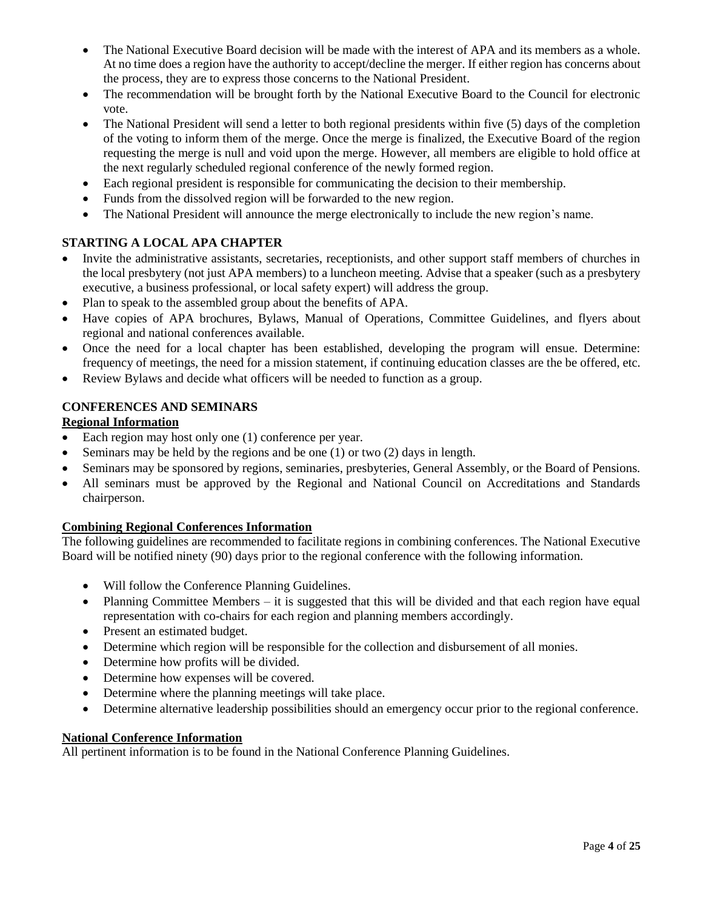- The National Executive Board decision will be made with the interest of APA and its members as a whole. At no time does a region have the authority to accept/decline the merger. If either region has concerns about the process, they are to express those concerns to the National President.
- The recommendation will be brought forth by the National Executive Board to the Council for electronic vote.
- The National President will send a letter to both regional presidents within five (5) days of the completion of the voting to inform them of the merge. Once the merge is finalized, the Executive Board of the region requesting the merge is null and void upon the merge. However, all members are eligible to hold office at the next regularly scheduled regional conference of the newly formed region.
- Each regional president is responsible for communicating the decision to their membership.
- Funds from the dissolved region will be forwarded to the new region.
- The National President will announce the merge electronically to include the new region's name.

## STARTING A LOCAL APA CHAPTER

- Invite the administrative assistants, secretaries, receptionists, and other support staff members of churches in the local presbytery (not just APA members) to a luncheon meeting. Advise that a speaker (such as a presbytery executive, a business professional, or local safety expert) will address the group.
- Plan to speak to the assembled group about the benefits of APA.
- Have copies of APA brochures, Bylaws, Manual of Operations, Committee Guidelines, and flyers about regional and national conferences available.
- Once the need for a local chapter has been established, developing the program will ensue. Determine: frequency of meetings, the need for a mission statement, if continuing education classes are the be offered, etc.
- Review Bylaws and decide what officers will be needed to function as a group.

## CONFERENCES AND SEMINARS

### Regional Information

- Each region may host only one (1) conference per year.
- Seminars may be held by the regions and be one (1) or two (2) days in length.
- Seminars may be sponsored by regions, seminaries, presbyteries, General Assembly, or the Board of Pensions.
- All seminars must be approved by the Regional and National Council on Accreditations and Standards chairperson.

### Combining Regional Conferences Information

The following guidelines are recommended to facilitate regions in combining conferences. The National Executive Board will be notified ninety (90) days prior to the regional conference with the following information.

- Will follow the Conference Planning Guidelines.
- Planning Committee Members – it is suggested that this will be divided and that each region have equal representation with co-chairs for each region and planning members accordingly.
- Present an estimated budget.
- Determine which region will be responsible for the collection and disbursement of all monies.
- Determine how profits will be divided.
- Determine how expenses will be covered.
- Determine where the planning meetings will take place.
- Determine alternative leadership possibilities should an emergency occur prior to the regional conference.

### National Conference Information

All pertinent information is to be found in the National Conference Planning Guidelines.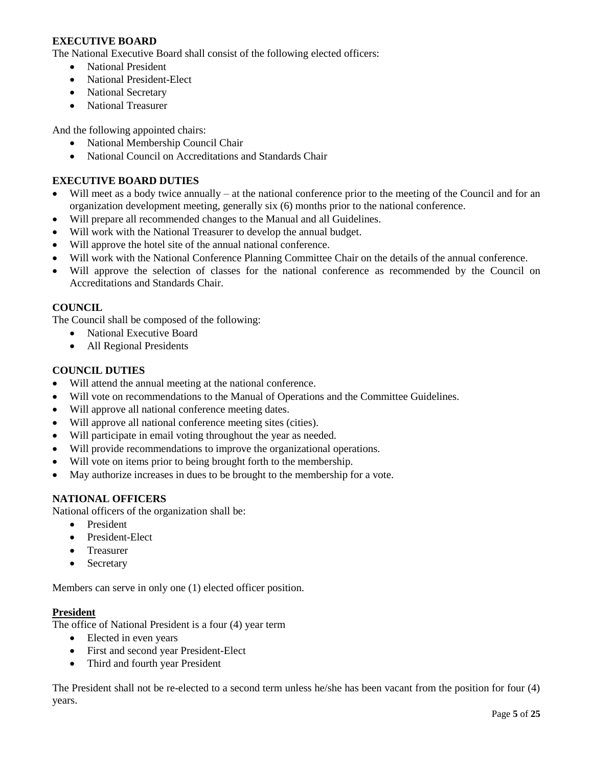**EXECUTIVE BOARD**

The National Executive Board shall consist of the following elected officers:

- National President
- National President-Elect
- National Secretary
- National Treasurer

And the following appointed chairs:

- National Membership Council Chair
- National Council on Accreditations and Standards Chair

**EXECUTIVE BOARD DUTIES**

- Will meet as a body twice annually – at the national conference prior to the meeting of the Council and for an organization development meeting, generally six (6) months prior to the national conference.
- Will prepare all recommended changes to the Manual and all Guidelines.
- Will work with the National Treasurer to develop the annual budget.
- Will approve the hotel site of the annual national conference.
- Will work with the National Conference Planning Committee Chair on the details of the annual conference.
- Will approve the selection of classes for the national conference as recommended by the Council on Accreditations and Standards Chair.

**COUNCIL**

The Council shall be composed of the following:

- National Executive Board
- All Regional Presidents

**COUNCIL DUTIES**

- Will attend the annual meeting at the national conference.
- Will vote on recommendations to the Manual of Operations and the Committee Guidelines.
- Will approve all national conference meeting dates.
- Will approve all national conference meeting sites (cities).
- Will participate in email voting throughout the year as needed.
- Will provide recommendations to improve the organizational operations.
- Will vote on items prior to being brought forth to the membership.
- May authorize increases in dues to be brought to the membership for a vote.

**NATIONAL OFFICERS**

National officers of the organization shall be:

- President
- President-Elect
- Treasurer
- Secretary

Members can serve in only one (1) elected officer position.

**<u>President</u>**

The office of National President is a four (4) year term

- Elected in even years
- First and second year President-Elect
- Third and fourth year President

The President shall not be re-elected to a second term unless he/she has been vacant from the position for four (4) years.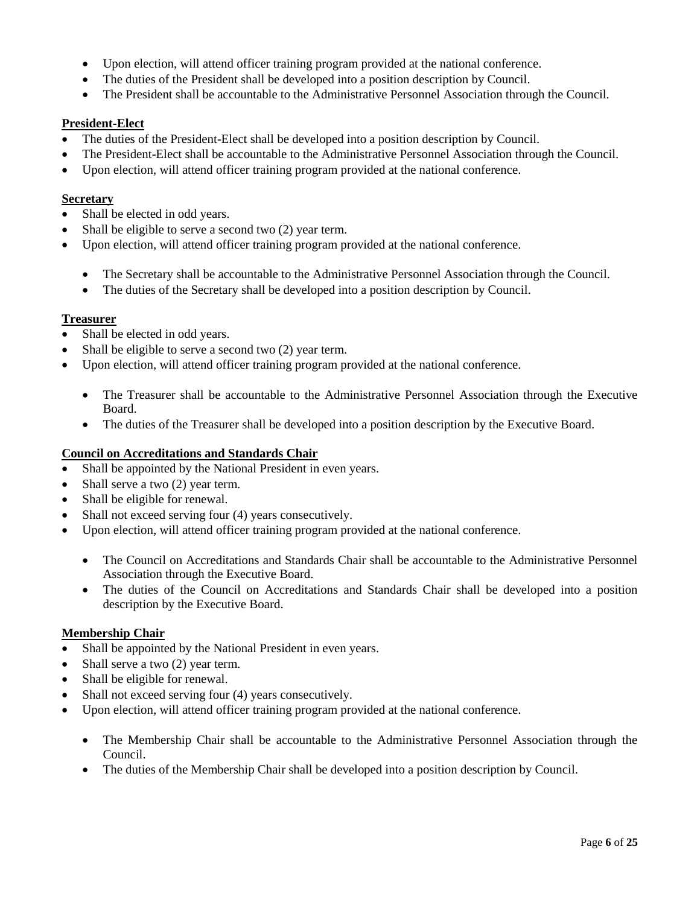- Upon election, will attend officer training program provided at the national conference.
- The duties of the President shall be developed into a position description by Council.
- The President shall be accountable to the Administrative Personnel Association through the Council.

**President-Elect**

- The duties of the President-Elect shall be developed into a position description by Council.
- The President-Elect shall be accountable to the Administrative Personnel Association through the Council.
- Upon election, will attend officer training program provided at the national conference.

**Secretary**

- Shall be elected in odd years.
- Shall be eligible to serve a second two (2) year term.
- Upon election, will attend officer training program provided at the national conference.
  - The Secretary shall be accountable to the Administrative Personnel Association through the Council.
  - The duties of the Secretary shall be developed into a position description by Council.

**Treasurer**

- Shall be elected in odd years.
- Shall be eligible to serve a second two (2) year term.
- Upon election, will attend officer training program provided at the national conference.
  - The Treasurer shall be accountable to the Administrative Personnel Association through the Executive Board.
  - The duties of the Treasurer shall be developed into a position description by the Executive Board.

**Council on Accreditations and Standards Chair**

- Shall be appointed by the National President in even years.
- Shall serve a two (2) year term.
- Shall be eligible for renewal.
- Shall not exceed serving four (4) years consecutively.
- Upon election, will attend officer training program provided at the national conference.
  - The Council on Accreditations and Standards Chair shall be accountable to the Administrative Personnel Association through the Executive Board.
  - The duties of the Council on Accreditations and Standards Chair shall be developed into a position description by the Executive Board.

**Membership Chair**

- Shall be appointed by the National President in even years.
- Shall serve a two (2) year term.
- Shall be eligible for renewal.
- Shall not exceed serving four (4) years consecutively.
- Upon election, will attend officer training program provided at the national conference.
  - The Membership Chair shall be accountable to the Administrative Personnel Association through the Council.
  - The duties of the Membership Chair shall be developed into a position description by Council.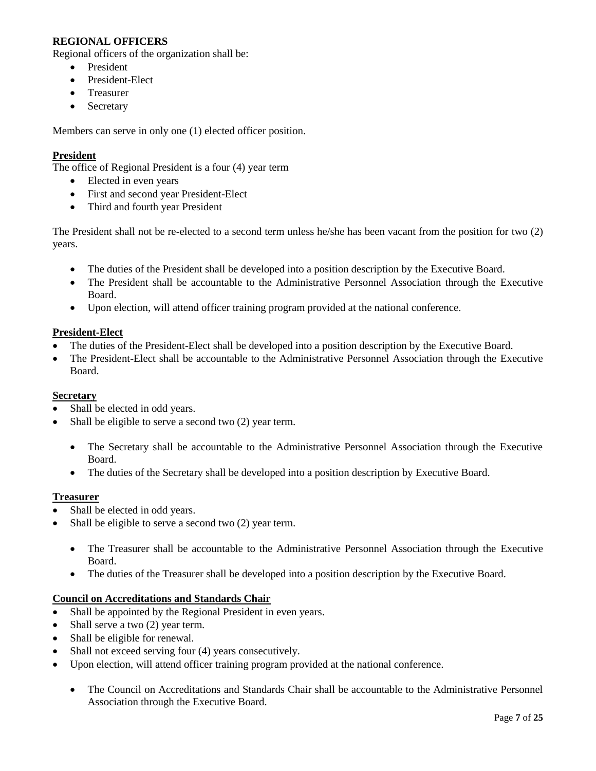**REGIONAL OFFICERS**

Regional officers of the organization shall be:

- President
- President-Elect
- Treasurer
- Secretary

Members can serve in only one (1) elected officer position.

**President**

The office of Regional President is a four (4) year term

- Elected in even years
- First and second year President-Elect
- Third and fourth year President

The President shall not be re-elected to a second term unless he/she has been vacant from the position for two (2) years.

- The duties of the President shall be developed into a position description by the Executive Board.
- The President shall be accountable to the Administrative Personnel Association through the Executive Board.
- Upon election, will attend officer training program provided at the national conference.

**President-Elect**

- The duties of the President-Elect shall be developed into a position description by the Executive Board.
- The President-Elect shall be accountable to the Administrative Personnel Association through the Executive Board.

**Secretary**

- Shall be elected in odd years.
- Shall be eligible to serve a second two (2) year term.
  - The Secretary shall be accountable to the Administrative Personnel Association through the Executive Board.
  - The duties of the Secretary shall be developed into a position description by Executive Board.

**Treasurer**

- Shall be elected in odd years.
- Shall be eligible to serve a second two (2) year term.
  - The Treasurer shall be accountable to the Administrative Personnel Association through the Executive Board.
  - The duties of the Treasurer shall be developed into a position description by the Executive Board.

**Council on Accreditations and Standards Chair**

- Shall be appointed by the Regional President in even years.
- Shall serve a two (2) year term.
- Shall be eligible for renewal.
- Shall not exceed serving four (4) years consecutively.
- Upon election, will attend officer training program provided at the national conference.
  - The Council on Accreditations and Standards Chair shall be accountable to the Administrative Personnel Association through the Executive Board.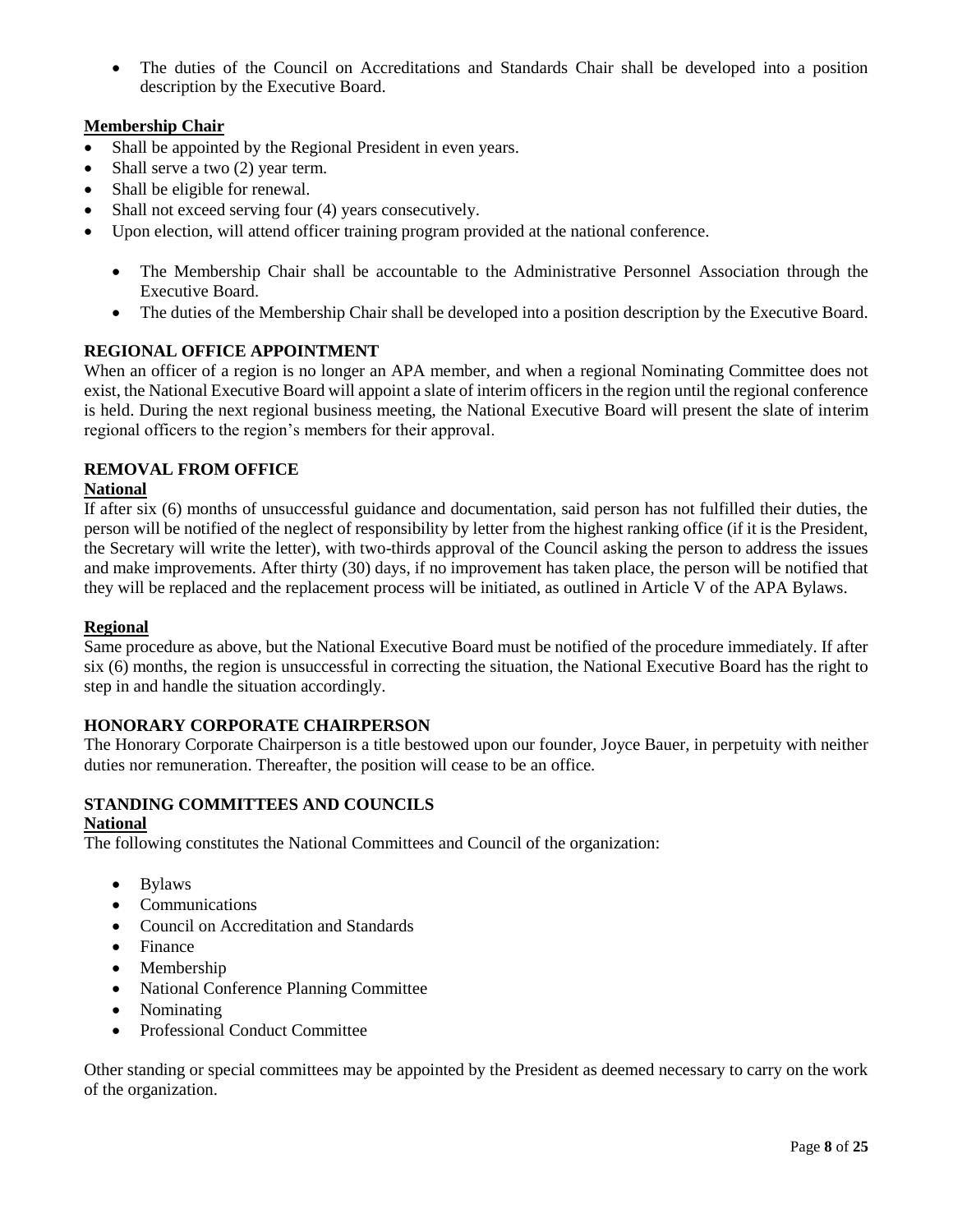- The duties of the Council on Accreditations and Standards Chair shall be developed into a position description by the Executive Board.

**Membership Chair**

- Shall be appointed by the Regional President in even years.
- Shall serve a two (2) year term.
- Shall be eligible for renewal.
- Shall not exceed serving four (4) years consecutively.
- Upon election, will attend officer training program provided at the national conference.
  - The Membership Chair shall be accountable to the Administrative Personnel Association through the Executive Board.
  - The duties of the Membership Chair shall be developed into a position description by the Executive Board.

## REGIONAL OFFICE APPOINTMENT

When an officer of a region is no longer an APA member, and when a regional Nominating Committee does not exist, the National Executive Board will appoint a slate of interim officers in the region until the regional conference is held. During the next regional business meeting, the National Executive Board will present the slate of interim regional officers to the region's members for their approval.

## REMOVAL FROM OFFICE

**National**

If after six (6) months of unsuccessful guidance and documentation, said person has not fulfilled their duties, the person will be notified of the neglect of responsibility by letter from the highest ranking office (if it is the President, the Secretary will write the letter), with two-thirds approval of the Council asking the person to address the issues and make improvements. After thirty (30) days, if no improvement has taken place, the person will be notified that they will be replaced and the replacement process will be initiated, as outlined in Article V of the APA Bylaws.

**Regional**

Same procedure as above, but the National Executive Board must be notified of the procedure immediately. If after six (6) months, the region is unsuccessful in correcting the situation, the National Executive Board has the right to step in and handle the situation accordingly.

## HONORARY CORPORATE CHAIRPERSON

The Honorary Corporate Chairperson is a title bestowed upon our founder, Joyce Bauer, in perpetuity with neither duties nor remuneration. Thereafter, the position will cease to be an office.

## STANDING COMMITTEES AND COUNCILS

**National**

The following constitutes the National Committees and Council of the organization:

- Bylaws
- Communications
- Council on Accreditation and Standards
- Finance
- Membership
- National Conference Planning Committee
- Nominating
- Professional Conduct Committee

Other standing or special committees may be appointed by the President as deemed necessary to carry on the work of the organization.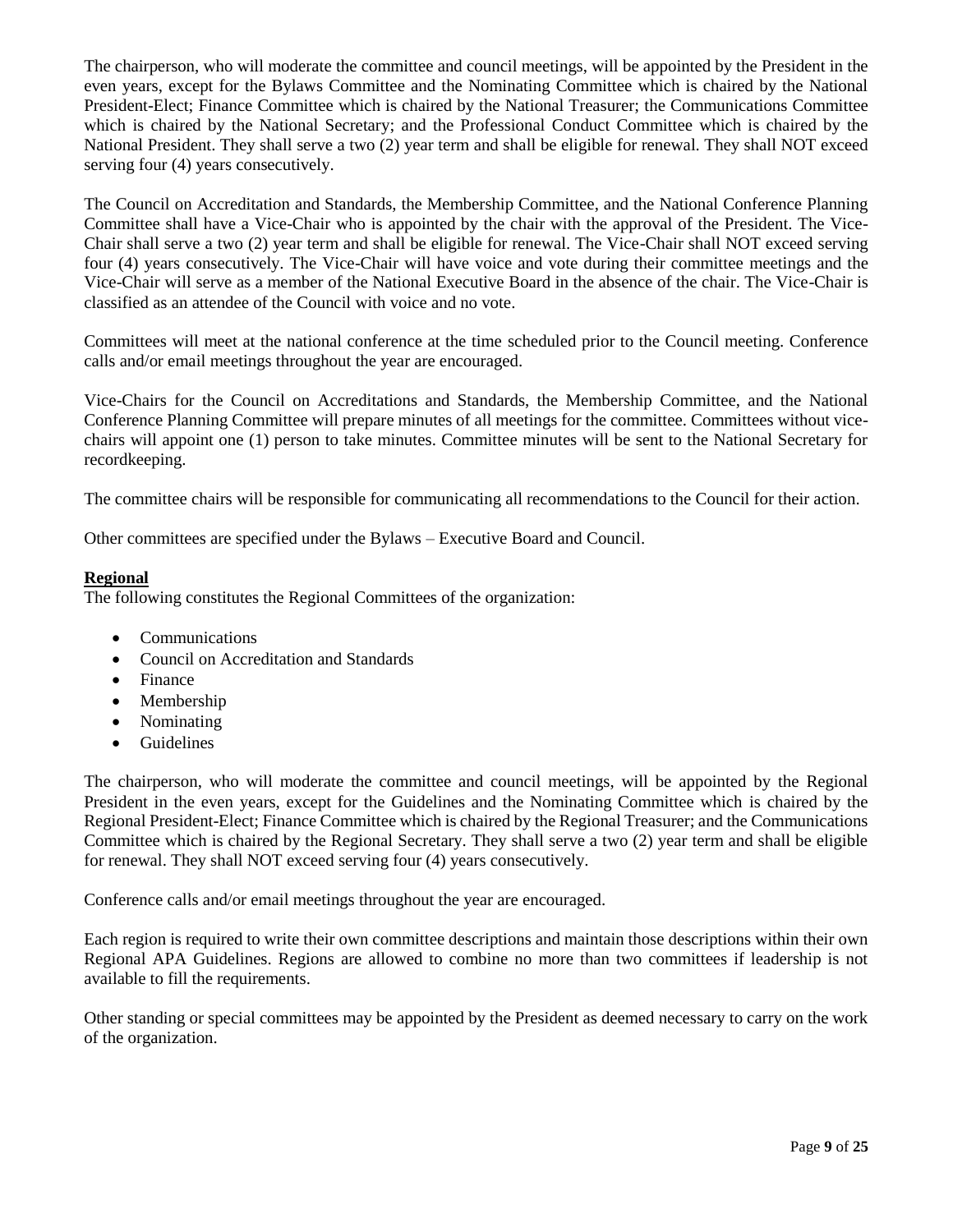The chairperson, who will moderate the committee and council meetings, will be appointed by the President in the even years, except for the Bylaws Committee and the Nominating Committee which is chaired by the National President-Elect; Finance Committee which is chaired by the National Treasurer; the Communications Committee which is chaired by the National Secretary; and the Professional Conduct Committee which is chaired by the National President. They shall serve a two (2) year term and shall be eligible for renewal. They shall NOT exceed serving four (4) years consecutively.

The Council on Accreditation and Standards, the Membership Committee, and the National Conference Planning Committee shall have a Vice-Chair who is appointed by the chair with the approval of the President. The Vice-Chair shall serve a two (2) year term and shall be eligible for renewal. The Vice-Chair shall NOT exceed serving four (4) years consecutively. The Vice-Chair will have voice and vote during their committee meetings and the Vice-Chair will serve as a member of the National Executive Board in the absence of the chair. The Vice-Chair is classified as an attendee of the Council with voice and no vote.

Committees will meet at the national conference at the time scheduled prior to the Council meeting. Conference calls and/or email meetings throughout the year are encouraged.

Vice-Chairs for the Council on Accreditations and Standards, the Membership Committee, and the National Conference Planning Committee will prepare minutes of all meetings for the committee. Committees without vice-chairs will appoint one (1) person to take minutes. Committee minutes will be sent to the National Secretary for recordkeeping.

The committee chairs will be responsible for communicating all recommendations to the Council for their action.

Other committees are specified under the Bylaws – Executive Board and Council.

**Regional**

The following constitutes the Regional Committees of the organization:

- Communications
- Council on Accreditation and Standards
- Finance
- Membership
- Nominating
- Guidelines

The chairperson, who will moderate the committee and council meetings, will be appointed by the Regional President in the even years, except for the Guidelines and the Nominating Committee which is chaired by the Regional President-Elect; Finance Committee which is chaired by the Regional Treasurer; and the Communications Committee which is chaired by the Regional Secretary. They shall serve a two (2) year term and shall be eligible for renewal. They shall NOT exceed serving four (4) years consecutively.

Conference calls and/or email meetings throughout the year are encouraged.

Each region is required to write their own committee descriptions and maintain those descriptions within their own Regional APA Guidelines. Regions are allowed to combine no more than two committees if leadership is not available to fill the requirements.

Other standing or special committees may be appointed by the President as deemed necessary to carry on the work of the organization.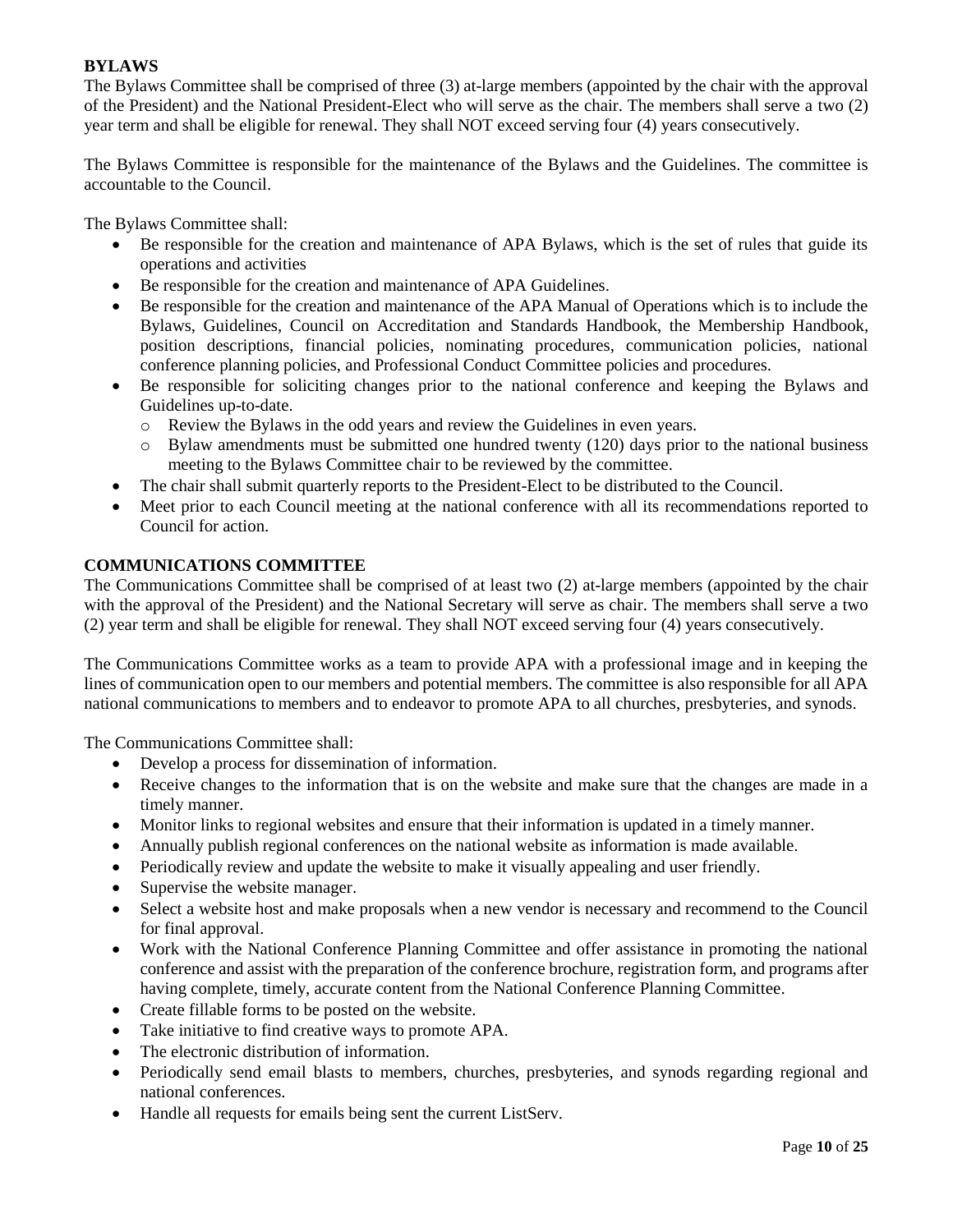## BYLAWS

The Bylaws Committee shall be comprised of three (3) at-large members (appointed by the chair with the approval of the President) and the National President-Elect who will serve as the chair. The members shall serve a two (2) year term and shall be eligible for renewal. They shall NOT exceed serving four (4) years consecutively.

The Bylaws Committee is responsible for the maintenance of the Bylaws and the Guidelines. The committee is accountable to the Council.

The Bylaws Committee shall:

- Be responsible for the creation and maintenance of APA Bylaws, which is the set of rules that guide its operations and activities
- Be responsible for the creation and maintenance of APA Guidelines.
- Be responsible for the creation and maintenance of the APA Manual of Operations which is to include the Bylaws, Guidelines, Council on Accreditation and Standards Handbook, the Membership Handbook, position descriptions, financial policies, nominating procedures, communication policies, national conference planning policies, and Professional Conduct Committee policies and procedures.
- Be responsible for soliciting changes prior to the national conference and keeping the Bylaws and Guidelines up-to-date.
  - Review the Bylaws in the odd years and review the Guidelines in even years.
  - Bylaw amendments must be submitted one hundred twenty (120) days prior to the national business meeting to the Bylaws Committee chair to be reviewed by the committee.
- The chair shall submit quarterly reports to the President-Elect to be distributed to the Council.
- Meet prior to each Council meeting at the national conference with all its recommendations reported to Council for action.

## COMMUNICATIONS COMMITTEE

The Communications Committee shall be comprised of at least two (2) at-large members (appointed by the chair with the approval of the President) and the National Secretary will serve as chair. The members shall serve a two (2) year term and shall be eligible for renewal. They shall NOT exceed serving four (4) years consecutively.

The Communications Committee works as a team to provide APA with a professional image and in keeping the lines of communication open to our members and potential members. The committee is also responsible for all APA national communications to members and to endeavor to promote APA to all churches, presbyteries, and synods.

The Communications Committee shall:

- Develop a process for dissemination of information.
- Receive changes to the information that is on the website and make sure that the changes are made in a timely manner.
- Monitor links to regional websites and ensure that their information is updated in a timely manner.
- Annually publish regional conferences on the national website as information is made available.
- Periodically review and update the website to make it visually appealing and user friendly.
- Supervise the website manager.
- Select a website host and make proposals when a new vendor is necessary and recommend to the Council for final approval.
- Work with the National Conference Planning Committee and offer assistance in promoting the national conference and assist with the preparation of the conference brochure, registration form, and programs after having complete, timely, accurate content from the National Conference Planning Committee.
- Create fillable forms to be posted on the website.
- Take initiative to find creative ways to promote APA.
- The electronic distribution of information.
- Periodically send email blasts to members, churches, presbyteries, and synods regarding regional and national conferences.
- Handle all requests for emails being sent the current ListServ.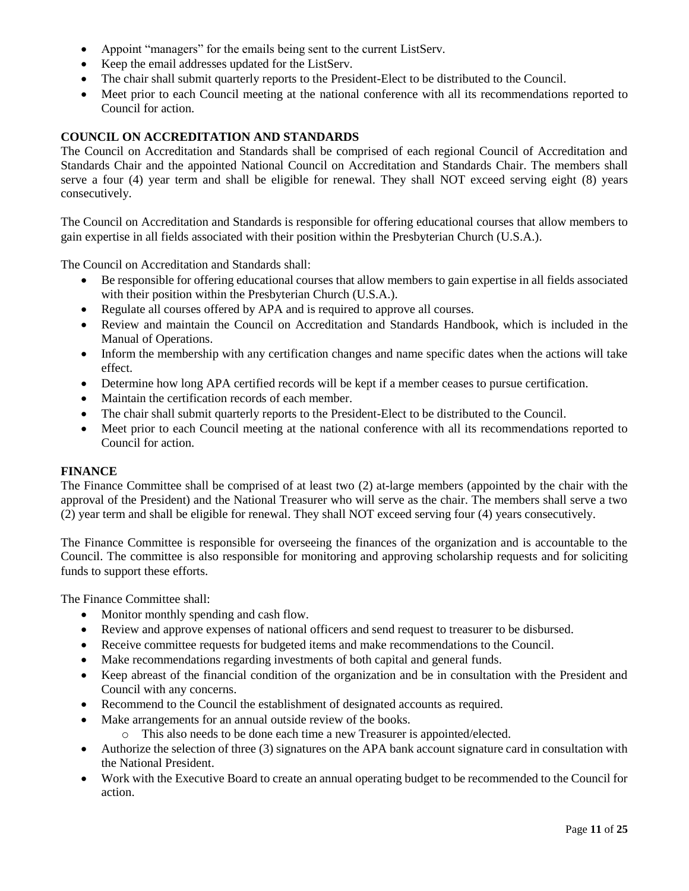- Appoint "managers" for the emails being sent to the current ListServ.
- Keep the email addresses updated for the ListServ.
- The chair shall submit quarterly reports to the President-Elect to be distributed to the Council.
- Meet prior to each Council meeting at the national conference with all its recommendations reported to Council for action.

## COUNCIL ON ACCREDITATION AND STANDARDS

The Council on Accreditation and Standards shall be comprised of each regional Council of Accreditation and Standards Chair and the appointed National Council on Accreditation and Standards Chair. The members shall serve a four (4) year term and shall be eligible for renewal. They shall NOT exceed serving eight (8) years consecutively.

The Council on Accreditation and Standards is responsible for offering educational courses that allow members to gain expertise in all fields associated with their position within the Presbyterian Church (U.S.A.).

The Council on Accreditation and Standards shall:

- Be responsible for offering educational courses that allow members to gain expertise in all fields associated with their position within the Presbyterian Church (U.S.A.).
- Regulate all courses offered by APA and is required to approve all courses.
- Review and maintain the Council on Accreditation and Standards Handbook, which is included in the Manual of Operations.
- Inform the membership with any certification changes and name specific dates when the actions will take effect.
- Determine how long APA certified records will be kept if a member ceases to pursue certification.
- Maintain the certification records of each member.
- The chair shall submit quarterly reports to the President-Elect to be distributed to the Council.
- Meet prior to each Council meeting at the national conference with all its recommendations reported to Council for action.

## FINANCE

The Finance Committee shall be comprised of at least two (2) at-large members (appointed by the chair with the approval of the President) and the National Treasurer who will serve as the chair. The members shall serve a two (2) year term and shall be eligible for renewal. They shall NOT exceed serving four (4) years consecutively.

The Finance Committee is responsible for overseeing the finances of the organization and is accountable to the Council. The committee is also responsible for monitoring and approving scholarship requests and for soliciting funds to support these efforts.

The Finance Committee shall:

- Monitor monthly spending and cash flow.
- Review and approve expenses of national officers and send request to treasurer to be disbursed.
- Receive committee requests for budgeted items and make recommendations to the Council.
- Make recommendations regarding investments of both capital and general funds.
- Keep abreast of the financial condition of the organization and be in consultation with the President and Council with any concerns.
- Recommend to the Council the establishment of designated accounts as required.
- Make arrangements for an annual outside review of the books.
    - This also needs to be done each time a new Treasurer is appointed/elected.
- Authorize the selection of three (3) signatures on the APA bank account signature card in consultation with the National President.
- Work with the Executive Board to create an annual operating budget to be recommended to the Council for action.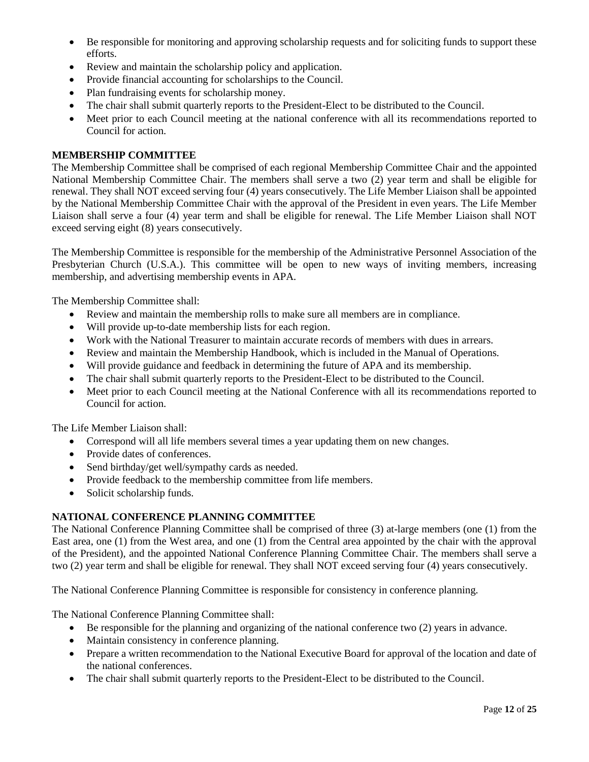- Be responsible for monitoring and approving scholarship requests and for soliciting funds to support these efforts.
- Review and maintain the scholarship policy and application.
- Provide financial accounting for scholarships to the Council.
- Plan fundraising events for scholarship money.
- The chair shall submit quarterly reports to the President-Elect to be distributed to the Council.
- Meet prior to each Council meeting at the national conference with all its recommendations reported to Council for action.

**MEMBERSHIP COMMITTEE**

The Membership Committee shall be comprised of each regional Membership Committee Chair and the appointed National Membership Committee Chair. The members shall serve a two (2) year term and shall be eligible for renewal. They shall NOT exceed serving four (4) years consecutively. The Life Member Liaison shall be appointed by the National Membership Committee Chair with the approval of the President in even years. The Life Member Liaison shall serve a four (4) year term and shall be eligible for renewal. The Life Member Liaison shall NOT exceed serving eight (8) years consecutively.

The Membership Committee is responsible for the membership of the Administrative Personnel Association of the Presbyterian Church (U.S.A.). This committee will be open to new ways of inviting members, increasing membership, and advertising membership events in APA.

The Membership Committee shall:

- Review and maintain the membership rolls to make sure all members are in compliance.
- Will provide up-to-date membership lists for each region.
- Work with the National Treasurer to maintain accurate records of members with dues in arrears.
- Review and maintain the Membership Handbook, which is included in the Manual of Operations.
- Will provide guidance and feedback in determining the future of APA and its membership.
- The chair shall submit quarterly reports to the President-Elect to be distributed to the Council.
- Meet prior to each Council meeting at the National Conference with all its recommendations reported to Council for action.

The Life Member Liaison shall:

- Correspond will all life members several times a year updating them on new changes.
- Provide dates of conferences.
- Send birthday/get well/sympathy cards as needed.
- Provide feedback to the membership committee from life members.
- Solicit scholarship funds.

**NATIONAL CONFERENCE PLANNING COMMITTEE**

The National Conference Planning Committee shall be comprised of three (3) at-large members (one (1) from the East area, one (1) from the West area, and one (1) from the Central area appointed by the chair with the approval of the President), and the appointed National Conference Planning Committee Chair. The members shall serve a two (2) year term and shall be eligible for renewal. They shall NOT exceed serving four (4) years consecutively.

The National Conference Planning Committee is responsible for consistency in conference planning.

The National Conference Planning Committee shall:

- Be responsible for the planning and organizing of the national conference two (2) years in advance.
- Maintain consistency in conference planning.
- Prepare a written recommendation to the National Executive Board for approval of the location and date of the national conferences.
- The chair shall submit quarterly reports to the President-Elect to be distributed to the Council.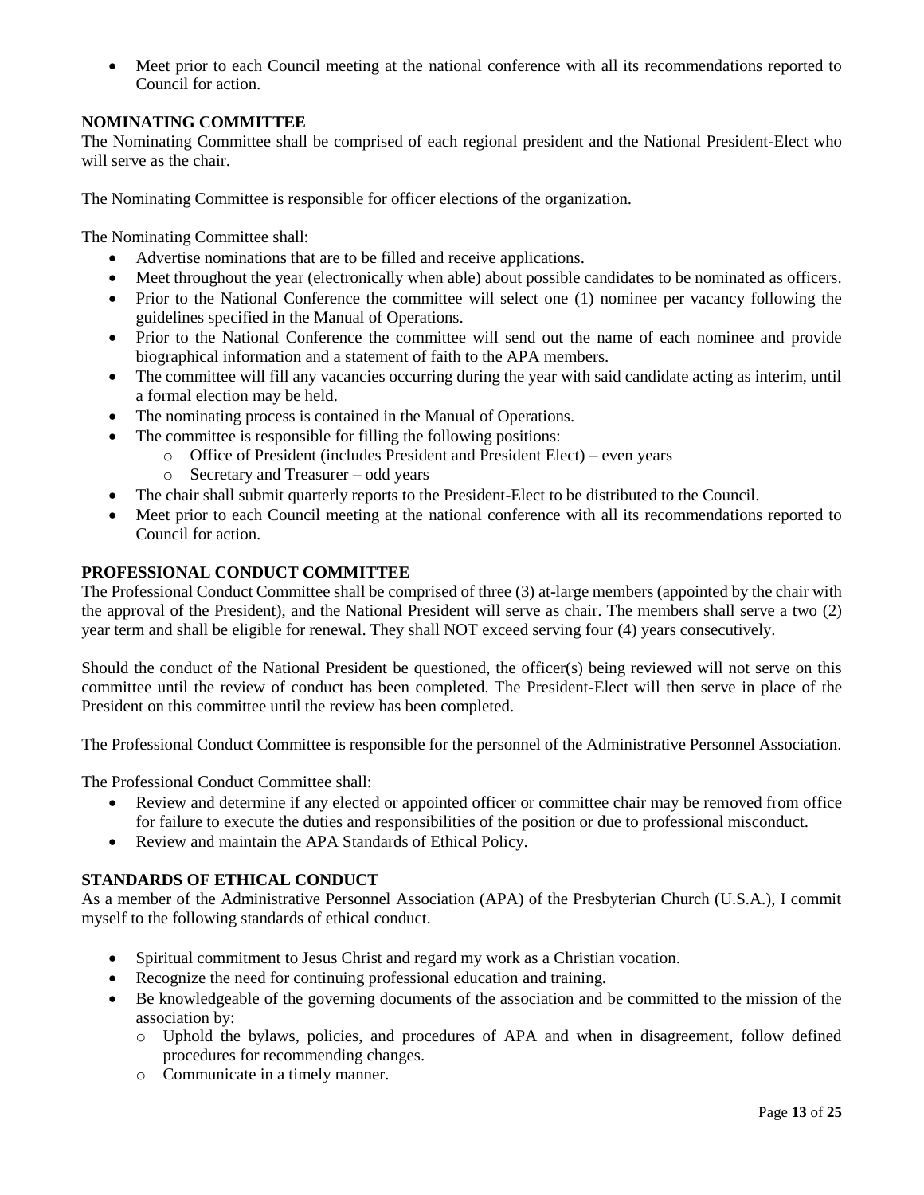- Meet prior to each Council meeting at the national conference with all its recommendations reported to Council for action.

**NOMINATING COMMITTEE**

The Nominating Committee shall be comprised of each regional president and the National President-Elect who will serve as the chair.

The Nominating Committee is responsible for officer elections of the organization.

The Nominating Committee shall:

- Advertise nominations that are to be filled and receive applications.
- Meet throughout the year (electronically when able) about possible candidates to be nominated as officers.
- Prior to the National Conference the committee will select one (1) nominee per vacancy following the guidelines specified in the Manual of Operations.
- Prior to the National Conference the committee will send out the name of each nominee and provide biographical information and a statement of faith to the APA members.
- The committee will fill any vacancies occurring during the year with said candidate acting as interim, until a formal election may be held.
- The nominating process is contained in the Manual of Operations.
- The committee is responsible for filling the following positions:
  - Office of President (includes President and President Elect) – even years
  - Secretary and Treasurer – odd years
- The chair shall submit quarterly reports to the President-Elect to be distributed to the Council.
- Meet prior to each Council meeting at the national conference with all its recommendations reported to Council for action.

**PROFESSIONAL CONDUCT COMMITTEE**

The Professional Conduct Committee shall be comprised of three (3) at-large members (appointed by the chair with the approval of the President), and the National President will serve as chair. The members shall serve a two (2) year term and shall be eligible for renewal. They shall NOT exceed serving four (4) years consecutively.

Should the conduct of the National President be questioned, the officer(s) being reviewed will not serve on this committee until the review of conduct has been completed. The President-Elect will then serve in place of the President on this committee until the review has been completed.

The Professional Conduct Committee is responsible for the personnel of the Administrative Personnel Association.

The Professional Conduct Committee shall:

- Review and determine if any elected or appointed officer or committee chair may be removed from office for failure to execute the duties and responsibilities of the position or due to professional misconduct.
- Review and maintain the APA Standards of Ethical Policy.

**STANDARDS OF ETHICAL CONDUCT**

As a member of the Administrative Personnel Association (APA) of the Presbyterian Church (U.S.A.), I commit myself to the following standards of ethical conduct.

- Spiritual commitment to Jesus Christ and regard my work as a Christian vocation.
- Recognize the need for continuing professional education and training.
- Be knowledgeable of the governing documents of the association and be committed to the mission of the association by:
  - Uphold the bylaws, policies, and procedures of APA and when in disagreement, follow defined procedures for recommending changes.
  - Communicate in a timely manner.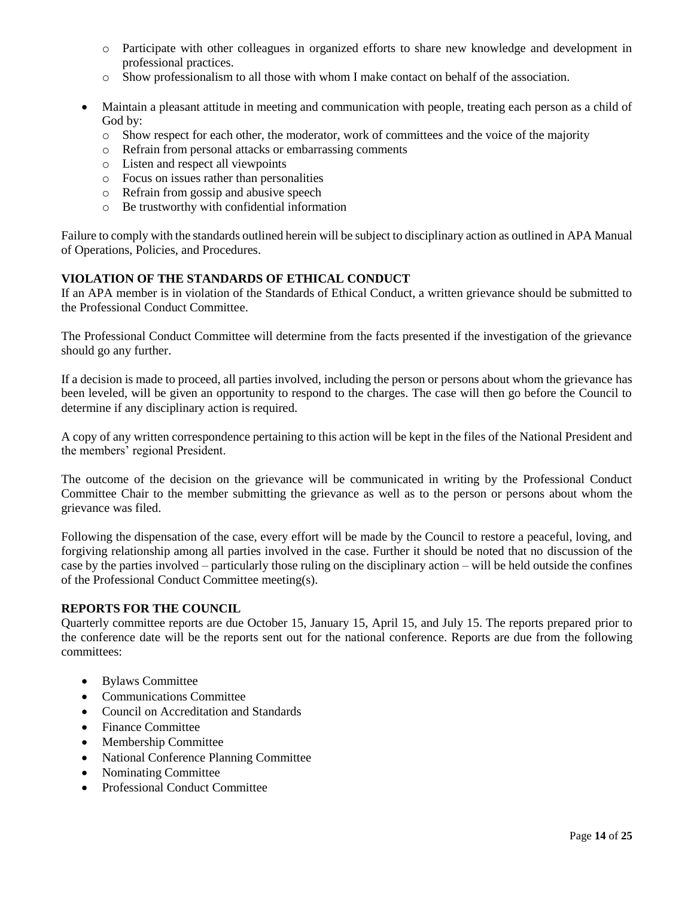- Participate with other colleagues in organized efforts to share new knowledge and development in professional practices.
  - Show professionalism to all those with whom I make contact on behalf of the association.

- Maintain a pleasant attitude in meeting and communication with people, treating each person as a child of God by:
  - Show respect for each other, the moderator, work of committees and the voice of the majority
  - Refrain from personal attacks or embarrassing comments
  - Listen and respect all viewpoints
  - Focus on issues rather than personalities
  - Refrain from gossip and abusive speech
  - Be trustworthy with confidential information

Failure to comply with the standards outlined herein will be subject to disciplinary action as outlined in APA Manual of Operations, Policies, and Procedures.

**VIOLATION OF THE STANDARDS OF ETHICAL CONDUCT**

If an APA member is in violation of the Standards of Ethical Conduct, a written grievance should be submitted to the Professional Conduct Committee.

The Professional Conduct Committee will determine from the facts presented if the investigation of the grievance should go any further.

If a decision is made to proceed, all parties involved, including the person or persons about whom the grievance has been leveled, will be given an opportunity to respond to the charges. The case will then go before the Council to determine if any disciplinary action is required.

A copy of any written correspondence pertaining to this action will be kept in the files of the National President and the members' regional President.

The outcome of the decision on the grievance will be communicated in writing by the Professional Conduct Committee Chair to the member submitting the grievance as well as to the person or persons about whom the grievance was filed.

Following the dispensation of the case, every effort will be made by the Council to restore a peaceful, loving, and forgiving relationship among all parties involved in the case. Further it should be noted that no discussion of the case by the parties involved – particularly those ruling on the disciplinary action – will be held outside the confines of the Professional Conduct Committee meeting(s).

**REPORTS FOR THE COUNCIL**

Quarterly committee reports are due October 15, January 15, April 15, and July 15. The reports prepared prior to the conference date will be the reports sent out for the national conference. Reports are due from the following committees:

- Bylaws Committee
- Communications Committee
- Council on Accreditation and Standards
- Finance Committee
- Membership Committee
- National Conference Planning Committee
- Nominating Committee
- Professional Conduct Committee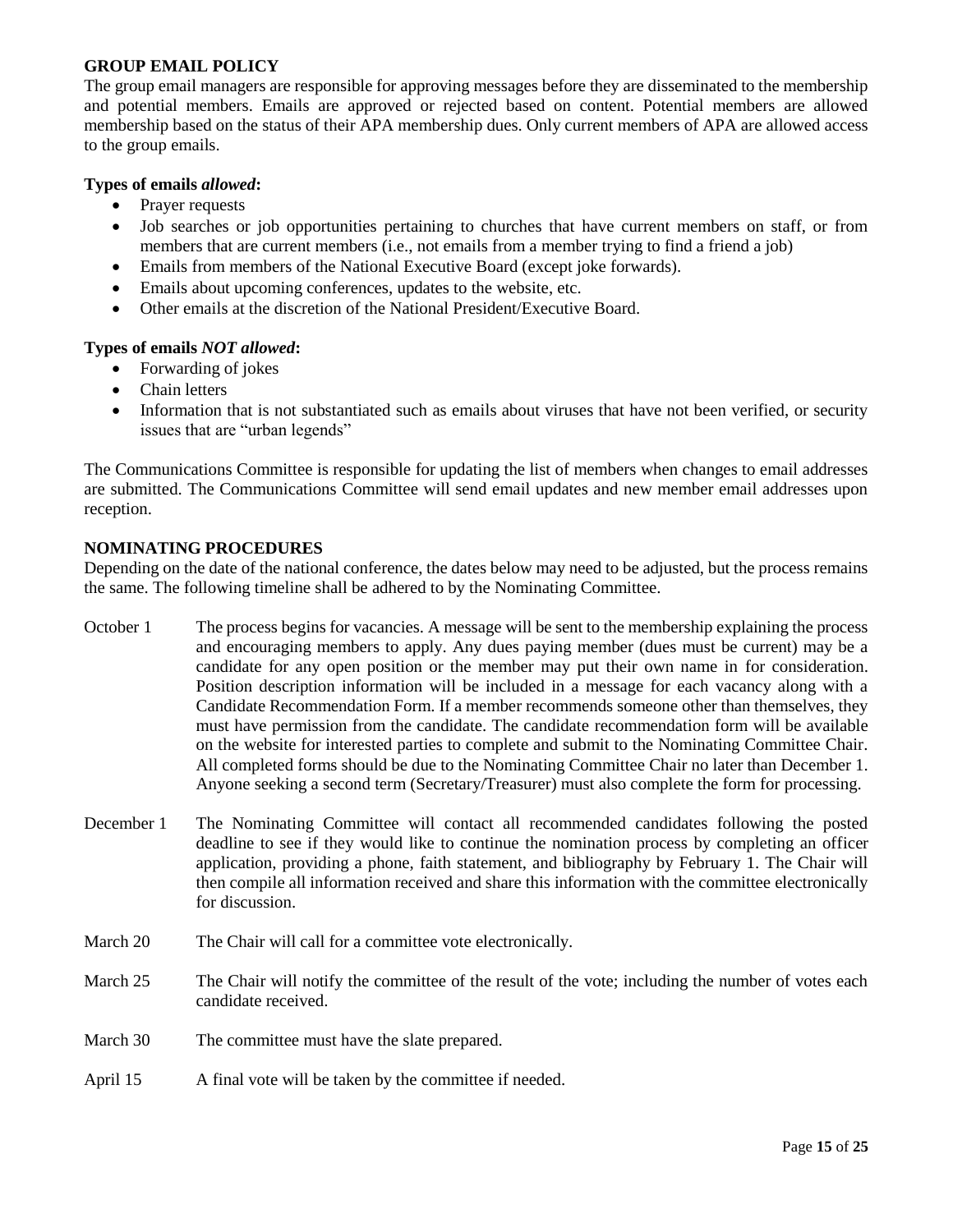## GROUP EMAIL POLICY

The group email managers are responsible for approving messages before they are disseminated to the membership and potential members. Emails are approved or rejected based on content. Potential members are allowed membership based on the status of their APA membership dues. Only current members of APA are allowed access to the group emails.

**Types of emails *allowed*:**

- Prayer requests
- Job searches or job opportunities pertaining to churches that have current members on staff, or from members that are current members (i.e., not emails from a member trying to find a friend a job)
- Emails from members of the National Executive Board (except joke forwards).
- Emails about upcoming conferences, updates to the website, etc.
- Other emails at the discretion of the National President/Executive Board.

**Types of emails *NOT allowed*:**

- Forwarding of jokes
- Chain letters
- Information that is not substantiated such as emails about viruses that have not been verified, or security issues that are "urban legends"

The Communications Committee is responsible for updating the list of members when changes to email addresses are submitted. The Communications Committee will send email updates and new member email addresses upon reception.

## NOMINATING PROCEDURES

Depending on the date of the national conference, the dates below may need to be adjusted, but the process remains the same. The following timeline shall be adhered to by the Nominating Committee.

**October 1** The process begins for vacancies. A message will be sent to the membership explaining the process and encouraging members to apply. Any dues paying member (dues must be current) may be a candidate for any open position or the member may put their own name in for consideration. Position description information will be included in a message for each vacancy along with a Candidate Recommendation Form. If a member recommends someone other than themselves, they must have permission from the candidate. The candidate recommendation form will be available on the website for interested parties to complete and submit to the Nominating Committee Chair. All completed forms should be due to the Nominating Committee Chair no later than December 1. Anyone seeking a second term (Secretary/Treasurer) must also complete the form for processing.

**December 1** The Nominating Committee will contact all recommended candidates following the posted deadline to see if they would like to continue the nomination process by completing an officer application, providing a phone, faith statement, and bibliography by February 1. The Chair will then compile all information received and share this information with the committee electronically for discussion.

**March 20** The Chair will call for a committee vote electronically.

**March 25** The Chair will notify the committee of the result of the vote; including the number of votes each candidate received.

**March 30** The committee must have the slate prepared.

**April 15** A final vote will be taken by the committee if needed.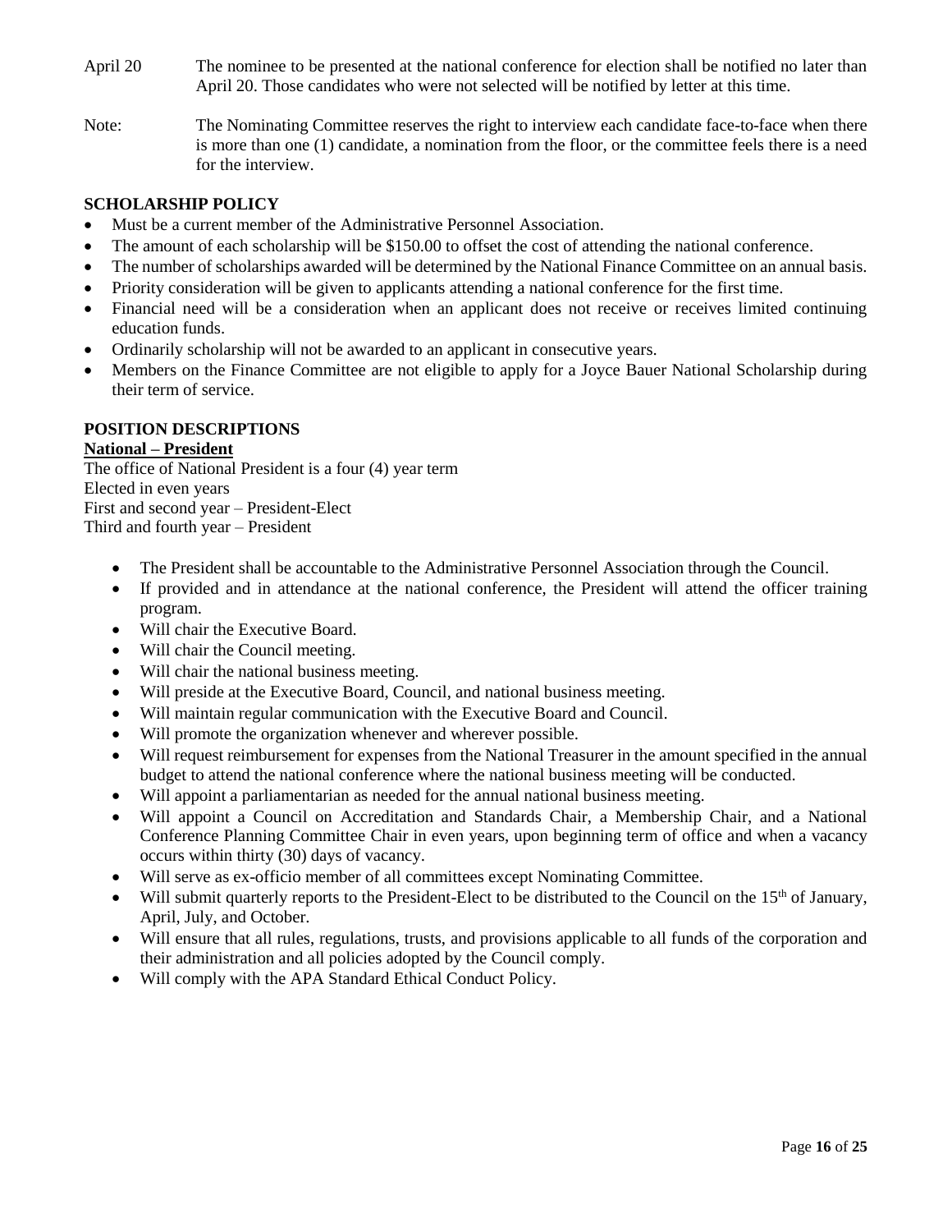April 20 The nominee to be presented at the national conference for election shall be notified no later than April 20. Those candidates who were not selected will be notified by letter at this time.

Note: The Nominating Committee reserves the right to interview each candidate face-to-face when there is more than one (1) candidate, a nomination from the floor, or the committee feels there is a need for the interview.

**SCHOLARSHIP POLICY**

- Must be a current member of the Administrative Personnel Association.
- The amount of each scholarship will be $150.00 to offset the cost of attending the national conference.
- The number of scholarships awarded will be determined by the National Finance Committee on an annual basis.
- Priority consideration will be given to applicants attending a national conference for the first time.
- Financial need will be a consideration when an applicant does not receive or receives limited continuing education funds.
- Ordinarily scholarship will not be awarded to an applicant in consecutive years.
- Members on the Finance Committee are not eligible to apply for a Joyce Bauer National Scholarship during their term of service.

**POSITION DESCRIPTIONS**

**National – President**

The office of National President is a four (4) year term
Elected in even years
First and second year – President-Elect
Third and fourth year – President

- The President shall be accountable to the Administrative Personnel Association through the Council.
- If provided and in attendance at the national conference, the President will attend the officer training program.
- Will chair the Executive Board.
- Will chair the Council meeting.
- Will chair the national business meeting.
- Will preside at the Executive Board, Council, and national business meeting.
- Will maintain regular communication with the Executive Board and Council.
- Will promote the organization whenever and wherever possible.
- Will request reimbursement for expenses from the National Treasurer in the amount specified in the annual budget to attend the national conference where the national business meeting will be conducted.
- Will appoint a parliamentarian as needed for the annual national business meeting.
- Will appoint a Council on Accreditation and Standards Chair, a Membership Chair, and a National Conference Planning Committee Chair in even years, upon beginning term of office and when a vacancy occurs within thirty (30) days of vacancy.
- Will serve as ex-officio member of all committees except Nominating Committee.
- Will submit quarterly reports to the President-Elect to be distributed to the Council on the 15th of January, April, July, and October.
- Will ensure that all rules, regulations, trusts, and provisions applicable to all funds of the corporation and their administration and all policies adopted by the Council comply.
- Will comply with the APA Standard Ethical Conduct Policy.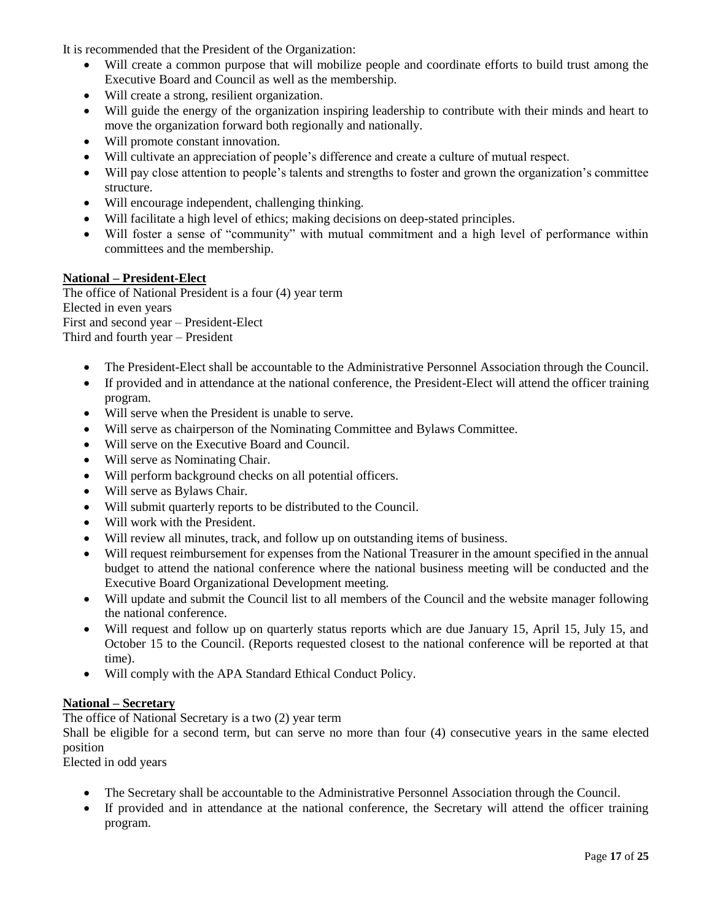It is recommended that the President of the Organization:

- Will create a common purpose that will mobilize people and coordinate efforts to build trust among the Executive Board and Council as well as the membership.
- Will create a strong, resilient organization.
- Will guide the energy of the organization inspiring leadership to contribute with their minds and heart to move the organization forward both regionally and nationally.
- Will promote constant innovation.
- Will cultivate an appreciation of people's difference and create a culture of mutual respect.
- Will pay close attention to people's talents and strengths to foster and grown the organization's committee structure.
- Will encourage independent, challenging thinking.
- Will facilitate a high level of ethics; making decisions on deep-stated principles.
- Will foster a sense of "community" with mutual commitment and a high level of performance within committees and the membership.

**National – President-Elect**

The office of National President is a four (4) year term
Elected in even years
First and second year – President-Elect
Third and fourth year – President

- The President-Elect shall be accountable to the Administrative Personnel Association through the Council.
- If provided and in attendance at the national conference, the President-Elect will attend the officer training program.
- Will serve when the President is unable to serve.
- Will serve as chairperson of the Nominating Committee and Bylaws Committee.
- Will serve on the Executive Board and Council.
- Will serve as Nominating Chair.
- Will perform background checks on all potential officers.
- Will serve as Bylaws Chair.
- Will submit quarterly reports to be distributed to the Council.
- Will work with the President.
- Will review all minutes, track, and follow up on outstanding items of business.
- Will request reimbursement for expenses from the National Treasurer in the amount specified in the annual budget to attend the national conference where the national business meeting will be conducted and the Executive Board Organizational Development meeting.
- Will update and submit the Council list to all members of the Council and the website manager following the national conference.
- Will request and follow up on quarterly status reports which are due January 15, April 15, July 15, and October 15 to the Council. (Reports requested closest to the national conference will be reported at that time).
- Will comply with the APA Standard Ethical Conduct Policy.

**National – Secretary**

The office of National Secretary is a two (2) year term
Shall be eligible for a second term, but can serve no more than four (4) consecutive years in the same elected position
Elected in odd years

- The Secretary shall be accountable to the Administrative Personnel Association through the Council.
- If provided and in attendance at the national conference, the Secretary will attend the officer training program.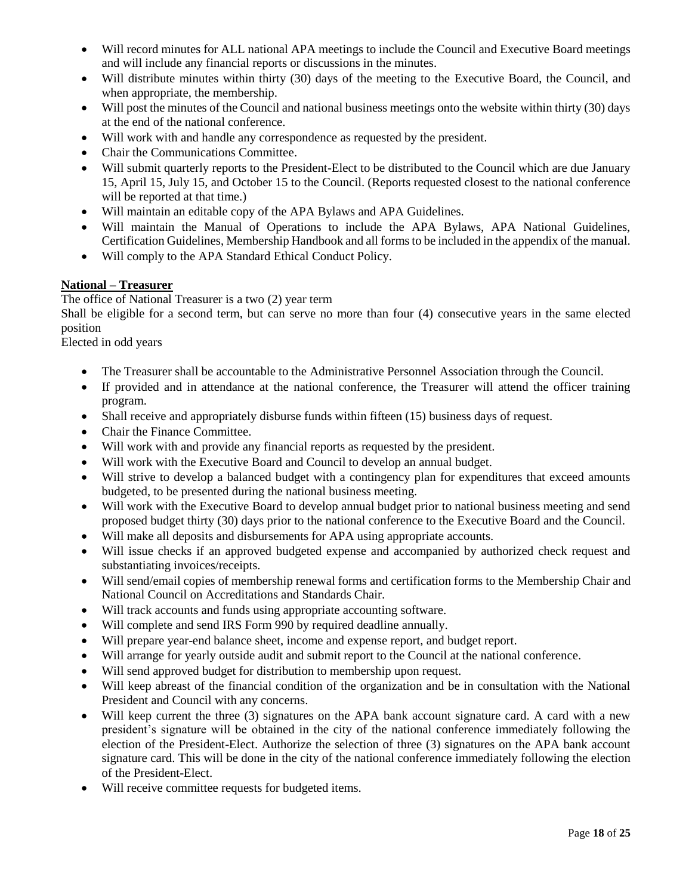- Will record minutes for ALL national APA meetings to include the Council and Executive Board meetings and will include any financial reports or discussions in the minutes.
- Will distribute minutes within thirty (30) days of the meeting to the Executive Board, the Council, and when appropriate, the membership.
- Will post the minutes of the Council and national business meetings onto the website within thirty (30) days at the end of the national conference.
- Will work with and handle any correspondence as requested by the president.
- Chair the Communications Committee.
- Will submit quarterly reports to the President-Elect to be distributed to the Council which are due January 15, April 15, July 15, and October 15 to the Council. (Reports requested closest to the national conference will be reported at that time.)
- Will maintain an editable copy of the APA Bylaws and APA Guidelines.
- Will maintain the Manual of Operations to include the APA Bylaws, APA National Guidelines, Certification Guidelines, Membership Handbook and all forms to be included in the appendix of the manual.
- Will comply to the APA Standard Ethical Conduct Policy.

**National – Treasurer**

The office of National Treasurer is a two (2) year term

Shall be eligible for a second term, but can serve no more than four (4) consecutive years in the same elected position

Elected in odd years

- The Treasurer shall be accountable to the Administrative Personnel Association through the Council.
- If provided and in attendance at the national conference, the Treasurer will attend the officer training program.
- Shall receive and appropriately disburse funds within fifteen (15) business days of request.
- Chair the Finance Committee.
- Will work with and provide any financial reports as requested by the president.
- Will work with the Executive Board and Council to develop an annual budget.
- Will strive to develop a balanced budget with a contingency plan for expenditures that exceed amounts budgeted, to be presented during the national business meeting.
- Will work with the Executive Board to develop annual budget prior to national business meeting and send proposed budget thirty (30) days prior to the national conference to the Executive Board and the Council.
- Will make all deposits and disbursements for APA using appropriate accounts.
- Will issue checks if an approved budgeted expense and accompanied by authorized check request and substantiating invoices/receipts.
- Will send/email copies of membership renewal forms and certification forms to the Membership Chair and National Council on Accreditations and Standards Chair.
- Will track accounts and funds using appropriate accounting software.
- Will complete and send IRS Form 990 by required deadline annually.
- Will prepare year-end balance sheet, income and expense report, and budget report.
- Will arrange for yearly outside audit and submit report to the Council at the national conference.
- Will send approved budget for distribution to membership upon request.
- Will keep abreast of the financial condition of the organization and be in consultation with the National President and Council with any concerns.
- Will keep current the three (3) signatures on the APA bank account signature card. A card with a new president's signature will be obtained in the city of the national conference immediately following the election of the President-Elect. Authorize the selection of three (3) signatures on the APA bank account signature card. This will be done in the city of the national conference immediately following the election of the President-Elect.
- Will receive committee requests for budgeted items.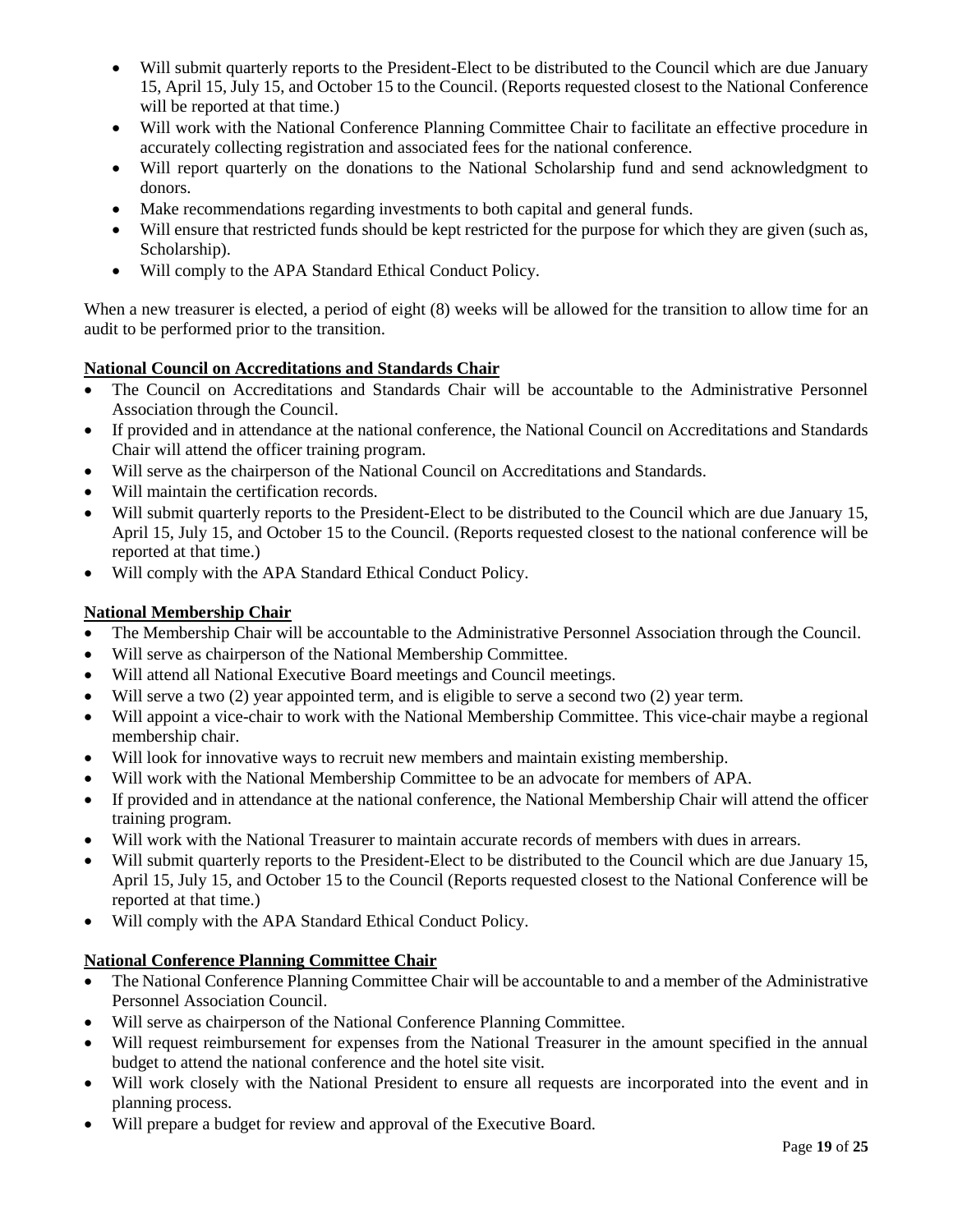- Will submit quarterly reports to the President-Elect to be distributed to the Council which are due January 15, April 15, July 15, and October 15 to the Council. (Reports requested closest to the National Conference will be reported at that time.)
- Will work with the National Conference Planning Committee Chair to facilitate an effective procedure in accurately collecting registration and associated fees for the national conference.
- Will report quarterly on the donations to the National Scholarship fund and send acknowledgment to donors.
- Make recommendations regarding investments to both capital and general funds.
- Will ensure that restricted funds should be kept restricted for the purpose for which they are given (such as, Scholarship).
- Will comply to the APA Standard Ethical Conduct Policy.

When a new treasurer is elected, a period of eight (8) weeks will be allowed for the transition to allow time for an audit to be performed prior to the transition.

**National Council on Accreditations and Standards Chair**

- The Council on Accreditations and Standards Chair will be accountable to the Administrative Personnel Association through the Council.
- If provided and in attendance at the national conference, the National Council on Accreditations and Standards Chair will attend the officer training program.
- Will serve as the chairperson of the National Council on Accreditations and Standards.
- Will maintain the certification records.
- Will submit quarterly reports to the President-Elect to be distributed to the Council which are due January 15, April 15, July 15, and October 15 to the Council. (Reports requested closest to the national conference will be reported at that time.)
- Will comply with the APA Standard Ethical Conduct Policy.

**National Membership Chair**

- The Membership Chair will be accountable to the Administrative Personnel Association through the Council.
- Will serve as chairperson of the National Membership Committee.
- Will attend all National Executive Board meetings and Council meetings.
- Will serve a two (2) year appointed term, and is eligible to serve a second two (2) year term.
- Will appoint a vice-chair to work with the National Membership Committee. This vice-chair maybe a regional membership chair.
- Will look for innovative ways to recruit new members and maintain existing membership.
- Will work with the National Membership Committee to be an advocate for members of APA.
- If provided and in attendance at the national conference, the National Membership Chair will attend the officer training program.
- Will work with the National Treasurer to maintain accurate records of members with dues in arrears.
- Will submit quarterly reports to the President-Elect to be distributed to the Council which are due January 15, April 15, July 15, and October 15 to the Council (Reports requested closest to the National Conference will be reported at that time.)
- Will comply with the APA Standard Ethical Conduct Policy.

**National Conference Planning Committee Chair**

- The National Conference Planning Committee Chair will be accountable to and a member of the Administrative Personnel Association Council.
- Will serve as chairperson of the National Conference Planning Committee.
- Will request reimbursement for expenses from the National Treasurer in the amount specified in the annual budget to attend the national conference and the hotel site visit.
- Will work closely with the National President to ensure all requests are incorporated into the event and in planning process.
- Will prepare a budget for review and approval of the Executive Board.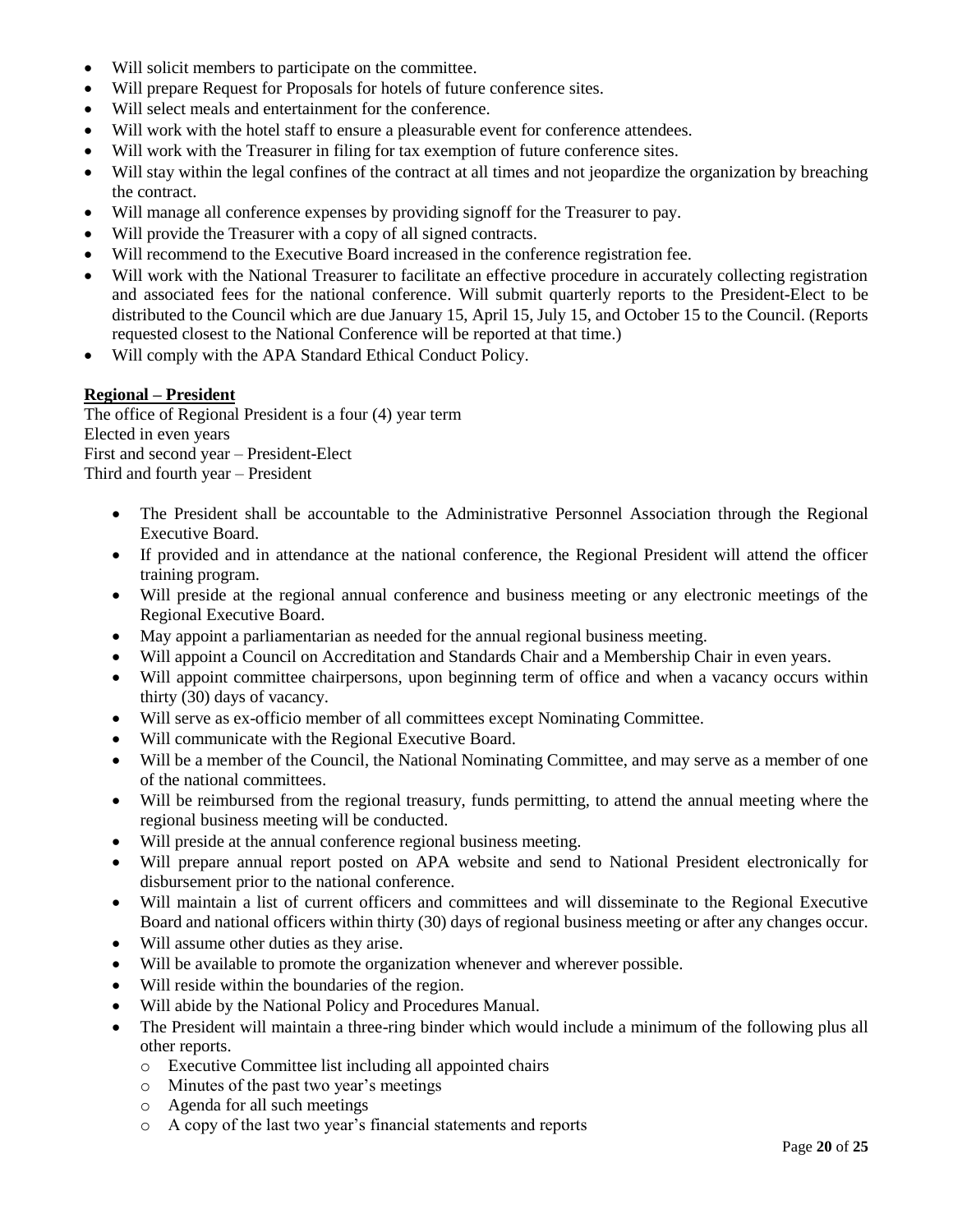- Will solicit members to participate on the committee.
- Will prepare Request for Proposals for hotels of future conference sites.
- Will select meals and entertainment for the conference.
- Will work with the hotel staff to ensure a pleasurable event for conference attendees.
- Will work with the Treasurer in filing for tax exemption of future conference sites.
- Will stay within the legal confines of the contract at all times and not jeopardize the organization by breaching the contract.
- Will manage all conference expenses by providing signoff for the Treasurer to pay.
- Will provide the Treasurer with a copy of all signed contracts.
- Will recommend to the Executive Board increased in the conference registration fee.
- Will work with the National Treasurer to facilitate an effective procedure in accurately collecting registration and associated fees for the national conference. Will submit quarterly reports to the President-Elect to be distributed to the Council which are due January 15, April 15, July 15, and October 15 to the Council. (Reports requested closest to the National Conference will be reported at that time.)
- Will comply with the APA Standard Ethical Conduct Policy.

**Regional – President**

The office of Regional President is a four (4) year term
Elected in even years
First and second year – President-Elect
Third and fourth year – President

- The President shall be accountable to the Administrative Personnel Association through the Regional Executive Board.
- If provided and in attendance at the national conference, the Regional President will attend the officer training program.
- Will preside at the regional annual conference and business meeting or any electronic meetings of the Regional Executive Board.
- May appoint a parliamentarian as needed for the annual regional business meeting.
- Will appoint a Council on Accreditation and Standards Chair and a Membership Chair in even years.
- Will appoint committee chairpersons, upon beginning term of office and when a vacancy occurs within thirty (30) days of vacancy.
- Will serve as ex-officio member of all committees except Nominating Committee.
- Will communicate with the Regional Executive Board.
- Will be a member of the Council, the National Nominating Committee, and may serve as a member of one of the national committees.
- Will be reimbursed from the regional treasury, funds permitting, to attend the annual meeting where the regional business meeting will be conducted.
- Will preside at the annual conference regional business meeting.
- Will prepare annual report posted on APA website and send to National President electronically for disbursement prior to the national conference.
- Will maintain a list of current officers and committees and will disseminate to the Regional Executive Board and national officers within thirty (30) days of regional business meeting or after any changes occur.
- Will assume other duties as they arise.
- Will be available to promote the organization whenever and wherever possible.
- Will reside within the boundaries of the region.
- Will abide by the National Policy and Procedures Manual.
- The President will maintain a three-ring binder which would include a minimum of the following plus all other reports.
  - Executive Committee list including all appointed chairs
  - Minutes of the past two year's meetings
  - Agenda for all such meetings
  - A copy of the last two year's financial statements and reports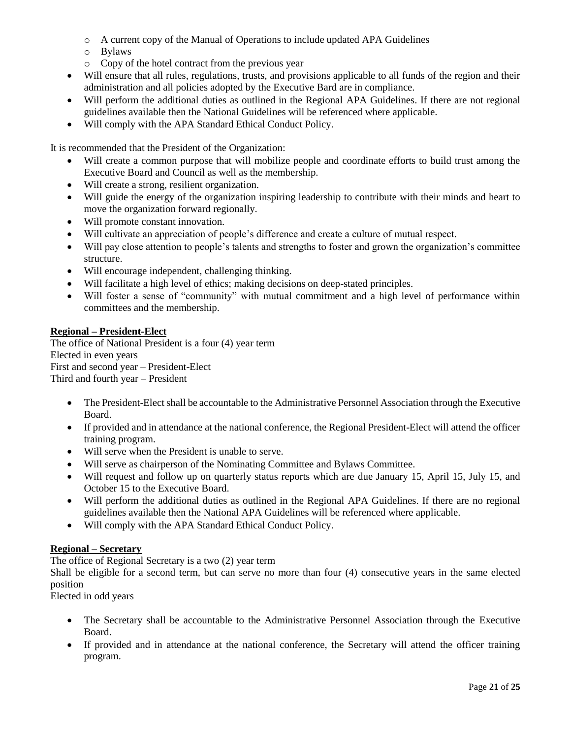- A current copy of the Manual of Operations to include updated APA Guidelines
  - Bylaws
  - Copy of the hotel contract from the previous year
- Will ensure that all rules, regulations, trusts, and provisions applicable to all funds of the region and their administration and all policies adopted by the Executive Bard are in compliance.
- Will perform the additional duties as outlined in the Regional APA Guidelines. If there are not regional guidelines available then the National Guidelines will be referenced where applicable.
- Will comply with the APA Standard Ethical Conduct Policy.

It is recommended that the President of the Organization:

- Will create a common purpose that will mobilize people and coordinate efforts to build trust among the Executive Board and Council as well as the membership.
- Will create a strong, resilient organization.
- Will guide the energy of the organization inspiring leadership to contribute with their minds and heart to move the organization forward regionally.
- Will promote constant innovation.
- Will cultivate an appreciation of people's difference and create a culture of mutual respect.
- Will pay close attention to people's talents and strengths to foster and grown the organization's committee structure.
- Will encourage independent, challenging thinking.
- Will facilitate a high level of ethics; making decisions on deep-stated principles.
- Will foster a sense of "community" with mutual commitment and a high level of performance within committees and the membership.

**Regional – President-Elect**

The office of National President is a four (4) year term
Elected in even years
First and second year – President-Elect
Third and fourth year – President

- The President-Elect shall be accountable to the Administrative Personnel Association through the Executive Board.
- If provided and in attendance at the national conference, the Regional President-Elect will attend the officer training program.
- Will serve when the President is unable to serve.
- Will serve as chairperson of the Nominating Committee and Bylaws Committee.
- Will request and follow up on quarterly status reports which are due January 15, April 15, July 15, and October 15 to the Executive Board.
- Will perform the additional duties as outlined in the Regional APA Guidelines. If there are no regional guidelines available then the National APA Guidelines will be referenced where applicable.
- Will comply with the APA Standard Ethical Conduct Policy.

**Regional – Secretary**

The office of Regional Secretary is a two (2) year term
Shall be eligible for a second term, but can serve no more than four (4) consecutive years in the same elected position
Elected in odd years

- The Secretary shall be accountable to the Administrative Personnel Association through the Executive Board.
- If provided and in attendance at the national conference, the Secretary will attend the officer training program.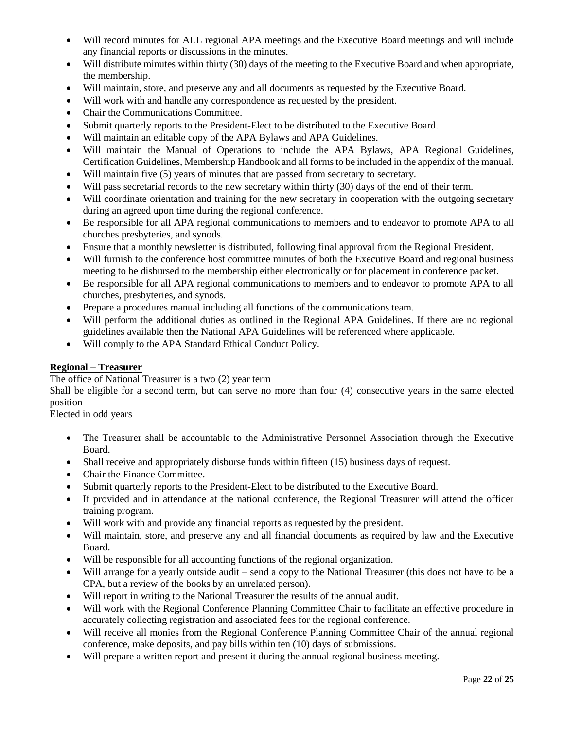- Will record minutes for ALL regional APA meetings and the Executive Board meetings and will include any financial reports or discussions in the minutes.
- Will distribute minutes within thirty (30) days of the meeting to the Executive Board and when appropriate, the membership.
- Will maintain, store, and preserve any and all documents as requested by the Executive Board.
- Will work with and handle any correspondence as requested by the president.
- Chair the Communications Committee.
- Submit quarterly reports to the President-Elect to be distributed to the Executive Board.
- Will maintain an editable copy of the APA Bylaws and APA Guidelines.
- Will maintain the Manual of Operations to include the APA Bylaws, APA Regional Guidelines, Certification Guidelines, Membership Handbook and all forms to be included in the appendix of the manual.
- Will maintain five (5) years of minutes that are passed from secretary to secretary.
- Will pass secretarial records to the new secretary within thirty (30) days of the end of their term.
- Will coordinate orientation and training for the new secretary in cooperation with the outgoing secretary during an agreed upon time during the regional conference.
- Be responsible for all APA regional communications to members and to endeavor to promote APA to all churches presbyteries, and synods.
- Ensure that a monthly newsletter is distributed, following final approval from the Regional President.
- Will furnish to the conference host committee minutes of both the Executive Board and regional business meeting to be disbursed to the membership either electronically or for placement in conference packet.
- Be responsible for all APA regional communications to members and to endeavor to promote APA to all churches, presbyteries, and synods.
- Prepare a procedures manual including all functions of the communications team.
- Will perform the additional duties as outlined in the Regional APA Guidelines. If there are no regional guidelines available then the National APA Guidelines will be referenced where applicable.
- Will comply to the APA Standard Ethical Conduct Policy.

**Regional – Treasurer**

The office of National Treasurer is a two (2) year term

Shall be eligible for a second term, but can serve no more than four (4) consecutive years in the same elected position

Elected in odd years

- The Treasurer shall be accountable to the Administrative Personnel Association through the Executive Board.
- Shall receive and appropriately disburse funds within fifteen (15) business days of request.
- Chair the Finance Committee.
- Submit quarterly reports to the President-Elect to be distributed to the Executive Board.
- If provided and in attendance at the national conference, the Regional Treasurer will attend the officer training program.
- Will work with and provide any financial reports as requested by the president.
- Will maintain, store, and preserve any and all financial documents as required by law and the Executive Board.
- Will be responsible for all accounting functions of the regional organization.
- Will arrange for a yearly outside audit – send a copy to the National Treasurer (this does not have to be a CPA, but a review of the books by an unrelated person).
- Will report in writing to the National Treasurer the results of the annual audit.
- Will work with the Regional Conference Planning Committee Chair to facilitate an effective procedure in accurately collecting registration and associated fees for the regional conference.
- Will receive all monies from the Regional Conference Planning Committee Chair of the annual regional conference, make deposits, and pay bills within ten (10) days of submissions.
- Will prepare a written report and present it during the annual regional business meeting.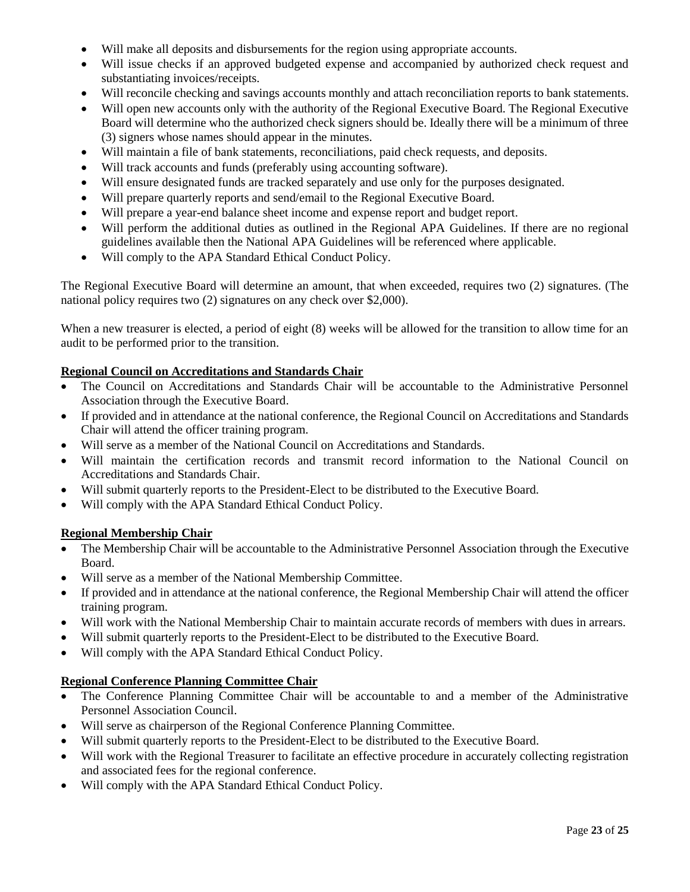- Will make all deposits and disbursements for the region using appropriate accounts.
- Will issue checks if an approved budgeted expense and accompanied by authorized check request and substantiating invoices/receipts.
- Will reconcile checking and savings accounts monthly and attach reconciliation reports to bank statements.
- Will open new accounts only with the authority of the Regional Executive Board. The Regional Executive Board will determine who the authorized check signers should be. Ideally there will be a minimum of three (3) signers whose names should appear in the minutes.
- Will maintain a file of bank statements, reconciliations, paid check requests, and deposits.
- Will track accounts and funds (preferably using accounting software).
- Will ensure designated funds are tracked separately and use only for the purposes designated.
- Will prepare quarterly reports and send/email to the Regional Executive Board.
- Will prepare a year-end balance sheet income and expense report and budget report.
- Will perform the additional duties as outlined in the Regional APA Guidelines. If there are no regional guidelines available then the National APA Guidelines will be referenced where applicable.
- Will comply to the APA Standard Ethical Conduct Policy.

The Regional Executive Board will determine an amount, that when exceeded, requires two (2) signatures. (The national policy requires two (2) signatures on any check over $2,000).

When a new treasurer is elected, a period of eight (8) weeks will be allowed for the transition to allow time for an audit to be performed prior to the transition.

**Regional Council on Accreditations and Standards Chair**

- The Council on Accreditations and Standards Chair will be accountable to the Administrative Personnel Association through the Executive Board.
- If provided and in attendance at the national conference, the Regional Council on Accreditations and Standards Chair will attend the officer training program.
- Will serve as a member of the National Council on Accreditations and Standards.
- Will maintain the certification records and transmit record information to the National Council on Accreditations and Standards Chair.
- Will submit quarterly reports to the President-Elect to be distributed to the Executive Board.
- Will comply with the APA Standard Ethical Conduct Policy.

**Regional Membership Chair**

- The Membership Chair will be accountable to the Administrative Personnel Association through the Executive Board.
- Will serve as a member of the National Membership Committee.
- If provided and in attendance at the national conference, the Regional Membership Chair will attend the officer training program.
- Will work with the National Membership Chair to maintain accurate records of members with dues in arrears.
- Will submit quarterly reports to the President-Elect to be distributed to the Executive Board.
- Will comply with the APA Standard Ethical Conduct Policy.

**Regional Conference Planning Committee Chair**

- The Conference Planning Committee Chair will be accountable to and a member of the Administrative Personnel Association Council.
- Will serve as chairperson of the Regional Conference Planning Committee.
- Will submit quarterly reports to the President-Elect to be distributed to the Executive Board.
- Will work with the Regional Treasurer to facilitate an effective procedure in accurately collecting registration and associated fees for the regional conference.
- Will comply with the APA Standard Ethical Conduct Policy.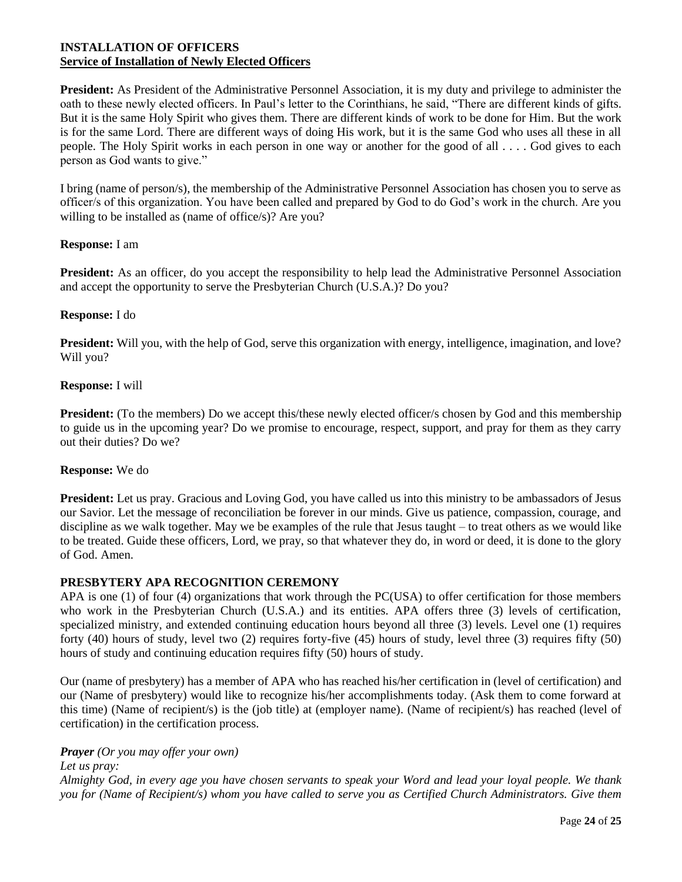## INSTALLATION OF OFFICERS

### Service of Installation of Newly Elected Officers

**President:** As President of the Administrative Personnel Association, it is my duty and privilege to administer the oath to these newly elected officers. In Paul's letter to the Corinthians, he said, "There are different kinds of gifts. But it is the same Holy Spirit who gives them. There are different kinds of work to be done for Him. But the work is for the same Lord. There are different ways of doing His work, but it is the same God who uses all these in all people. The Holy Spirit works in each person in one way or another for the good of all . . . . God gives to each person as God wants to give."

I bring (name of person/s), the membership of the Administrative Personnel Association has chosen you to serve as officer/s of this organization. You have been called and prepared by God to do God's work in the church. Are you willing to be installed as (name of office/s)? Are you?

**Response:** I am

**President:** As an officer, do you accept the responsibility to help lead the Administrative Personnel Association and accept the opportunity to serve the Presbyterian Church (U.S.A.)? Do you?

**Response:** I do

**President:** Will you, with the help of God, serve this organization with energy, intelligence, imagination, and love? Will you?

**Response:** I will

**President:** (To the members) Do we accept this/these newly elected officer/s chosen by God and this membership to guide us in the upcoming year? Do we promise to encourage, respect, support, and pray for them as they carry out their duties? Do we?

**Response:** We do

**President:** Let us pray. Gracious and Loving God, you have called us into this ministry to be ambassadors of Jesus our Savior. Let the message of reconciliation be forever in our minds. Give us patience, compassion, courage, and discipline as we walk together. May we be examples of the rule that Jesus taught – to treat others as we would like to be treated. Guide these officers, Lord, we pray, so that whatever they do, in word or deed, it is done to the glory of God. Amen.

## PRESBYTERY APA RECOGNITION CEREMONY

APA is one (1) of four (4) organizations that work through the PC(USA) to offer certification for those members who work in the Presbyterian Church (U.S.A.) and its entities. APA offers three (3) levels of certification, specialized ministry, and extended continuing education hours beyond all three (3) levels. Level one (1) requires forty (40) hours of study, level two (2) requires forty-five (45) hours of study, level three (3) requires fifty (50) hours of study and continuing education requires fifty (50) hours of study.

Our (name of presbytery) has a member of APA who has reached his/her certification in (level of certification) and our (Name of presbytery) would like to recognize his/her accomplishments today. (Ask them to come forward at this time) (Name of recipient/s) is the (job title) at (employer name). (Name of recipient/s) has reached (level of certification) in the certification process.

***Prayer*** *(Or you may offer your own)*

*Let us pray:*

*Almighty God, in every age you have chosen servants to speak your Word and lead your loyal people. We thank you for (Name of Recipient/s) whom you have called to serve you as Certified Church Administrators. Give them*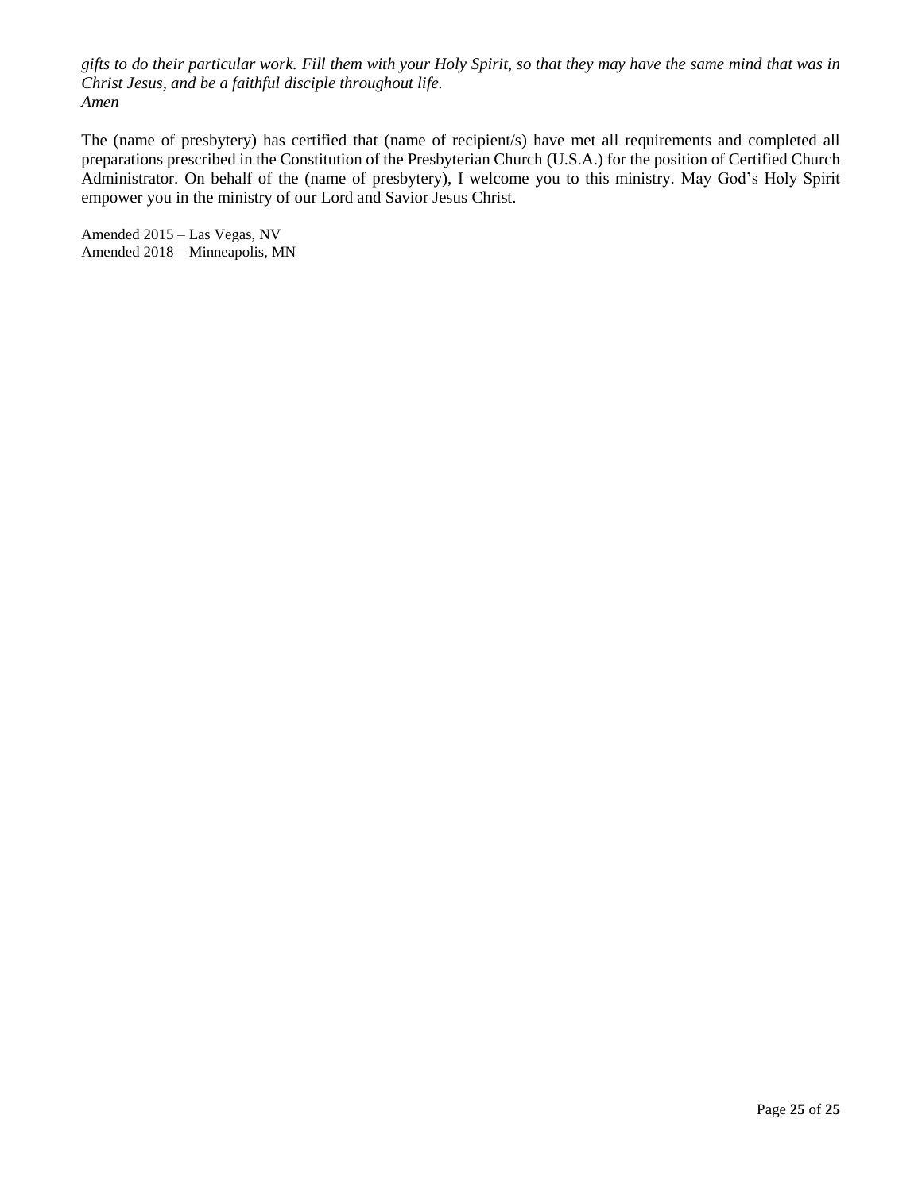*gifts to do their particular work. Fill them with your Holy Spirit, so that they may have the same mind that was in Christ Jesus, and be a faithful disciple throughout life.*
*Amen*

The (name of presbytery) has certified that (name of recipient/s) have met all requirements and completed all preparations prescribed in the Constitution of the Presbyterian Church (U.S.A.) for the position of Certified Church Administrator. On behalf of the (name of presbytery), I welcome you to this ministry. May God's Holy Spirit empower you in the ministry of our Lord and Savior Jesus Christ.

Amended 2015 – Las Vegas, NV
Amended 2018 – Minneapolis, MN